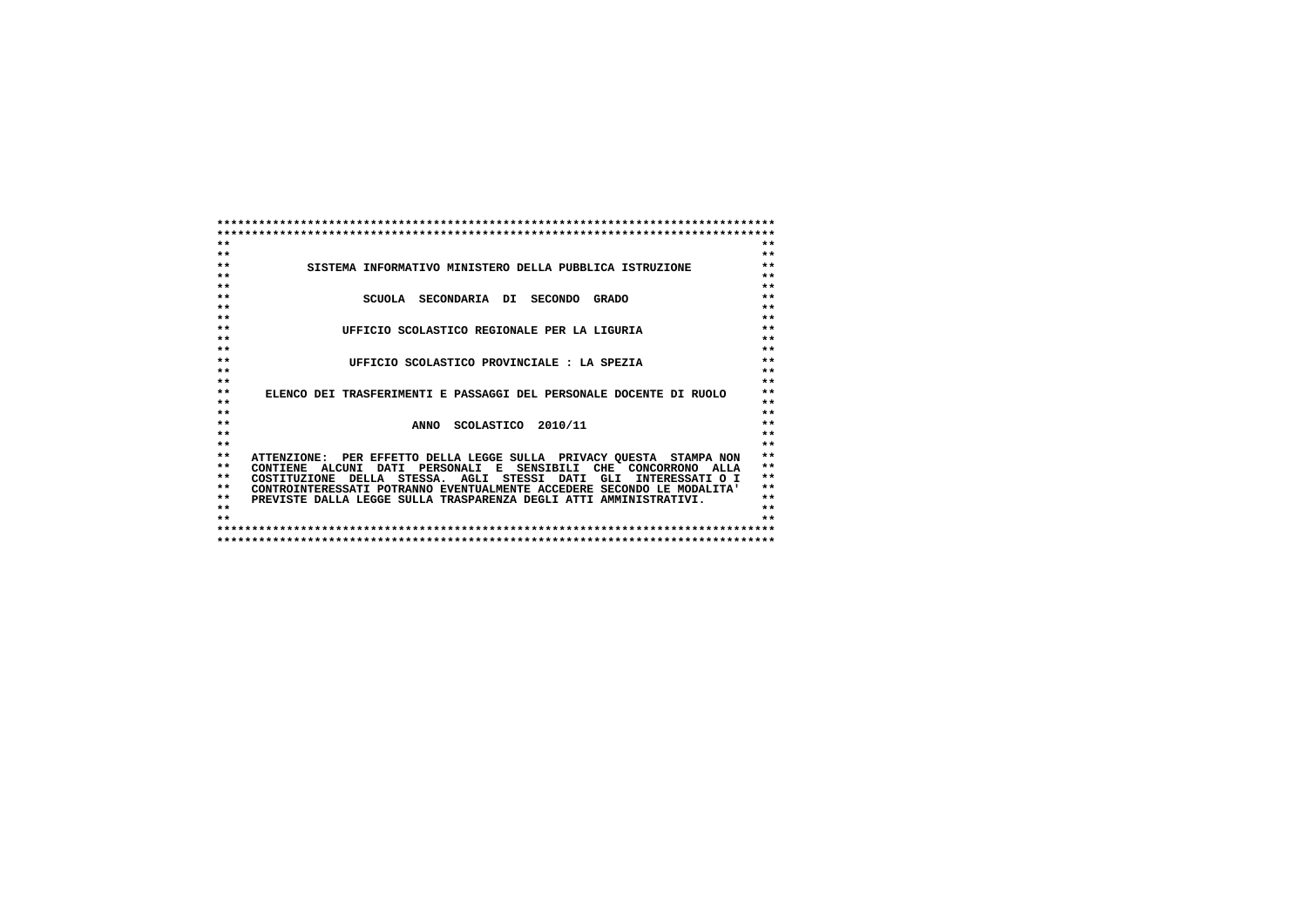SISTEMA INFORMATIVO MINISTERO DELLA PUBBLICA ISTRUZIONE

SCUOLA SECONDARIA DI SECONDO GRADO

UFFICIO SCOLASTICO REGIONALE PER LA LIGURIA

UFFICIO SCOLASTICO PROVINCIALE : LA SPEZIA

ELENCO DEI TRASFERIMENTI E PASSAGGI DEL PERSONALE DOCENTE DI RUOLO

ANNO SCOLASTICO 2010/11

ATTENZIONE: PER EFFETTO DELLA LEGGE SULLA PRIVACY QUESTA STAMPA NON CONTIENE ALCUNI DATI PERSONALI E SENSIBILI CHE CONCORRONO ALLA COSTITUZIONE DELLA STESSA. AGLI STESSI DATI GLI INTERESSATI O I CONTROINTERESSATI POTRANNO EVENTUALMENTE ACCEDERE SECONDO LE MODALITA' PREVISTE DALLA LEGGE SULLA TRASPARENZA DEGLI ATTI AMMINISTRATIVI.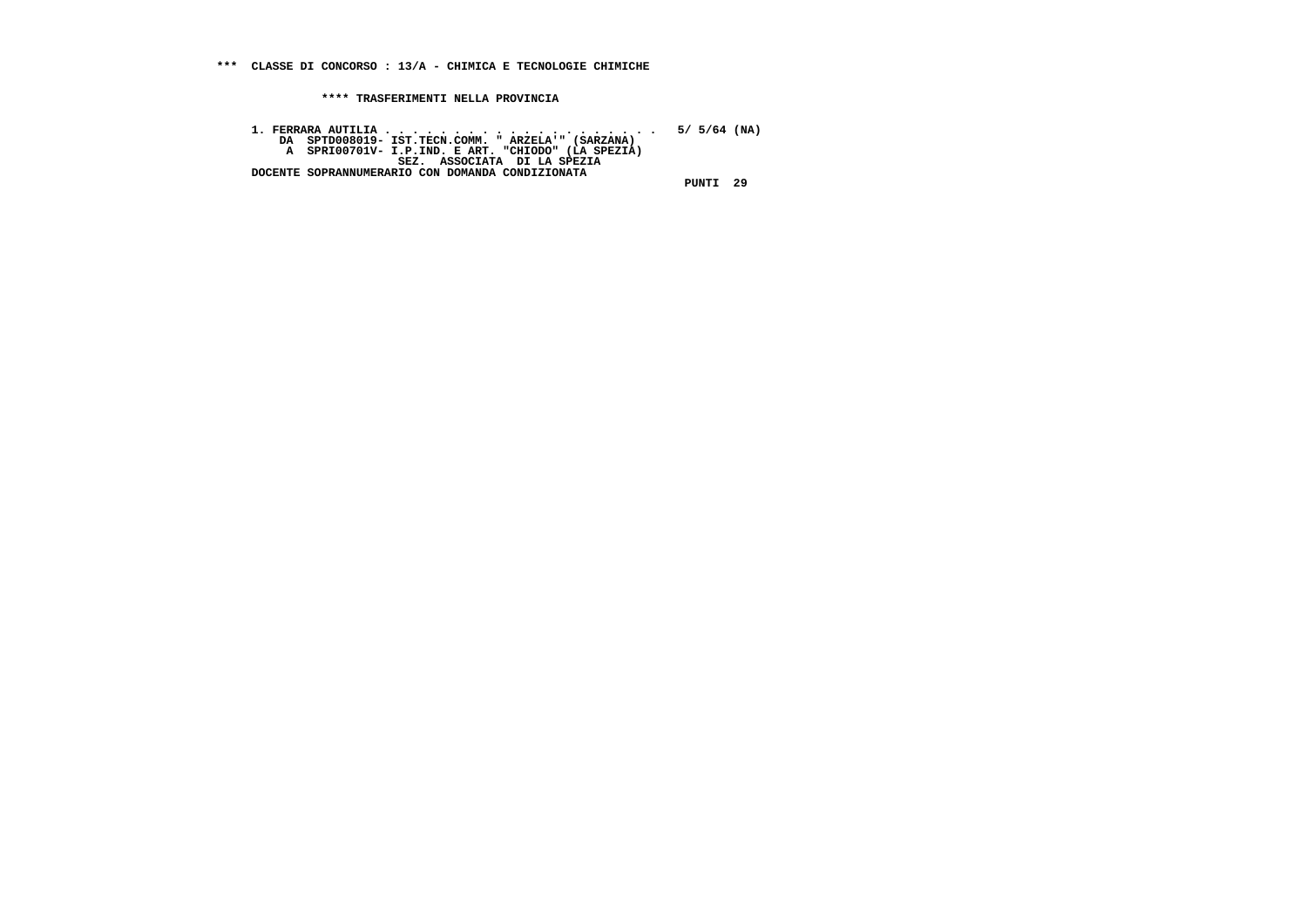*** CLASSE DI CONCORSO : 13/A - CHIMICA E TECNOLOGIE CHIMICHE

**** TRASFERIMENTI NELLA PROVINCIA

1. FERRARA AUTILIA . . . . . . . . . . . . . . . . . . . . . 5/ 5/64 (NA)
   DA SPTD008019- IST.TECN.COMM. " ARZELA'" (SARZANA)
   A SPRI00701V- I.P.IND. E ART. "CHIODO" (LA SPEZIA)
   SEZ. ASSOCIATA DI LA SPEZIA
   DOCENTE SOPRANNUMERARIO CON DOMANDA CONDIZIONATA
   PUNTI 29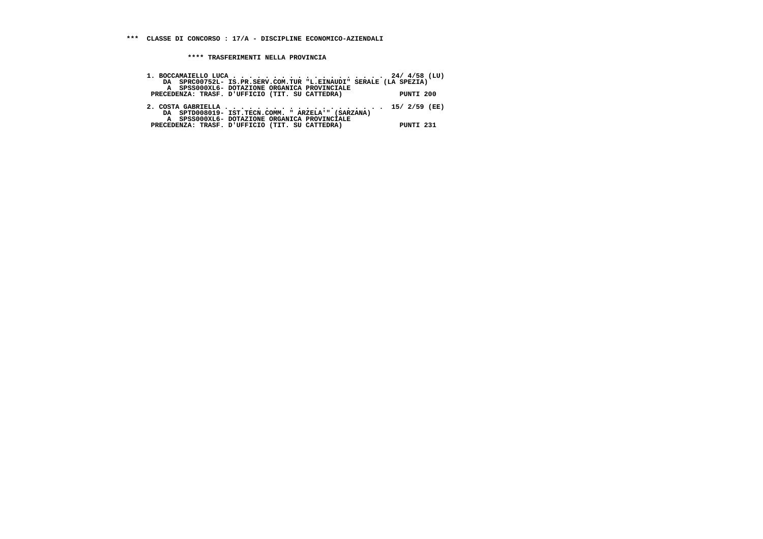**\*\*\* CLASSE DI CONCORSO : 17/A - DISCIPLINE ECONOMICO-AZIENDALI**

**\*\*\*\* TRASFERIMENTI NELLA PROVINCIA**

```
1. BOCCAMAIELLO LUCA . . . . . . . . . . . . . . . . . . . .  24/ 4/58 (LU)
    DA  SPRC00752L- IS.PR.SERV.COM.TUR "L.EINAUDI" SERALE (LA SPEZIA)
     A  SPSS000XL6- DOTAZIONE ORGANICA PROVINCIALE
 PRECEDENZA: TRASF. D'UFFICIO (TIT. SU CATTEDRA)             PUNTI 200

2. COSTA GABRIELLA . . . . . . . . . . . . . . . . . . . . .  15/ 2/59 (EE)
    DA  SPTD008019- IST.TECN.COMM. " ARZELA'" (SARZANA)
     A  SPSS000XL6- DOTAZIONE ORGANICA PROVINCIALE
 PRECEDENZA: TRASF. D'UFFICIO (TIT. SU CATTEDRA)             PUNTI 231
```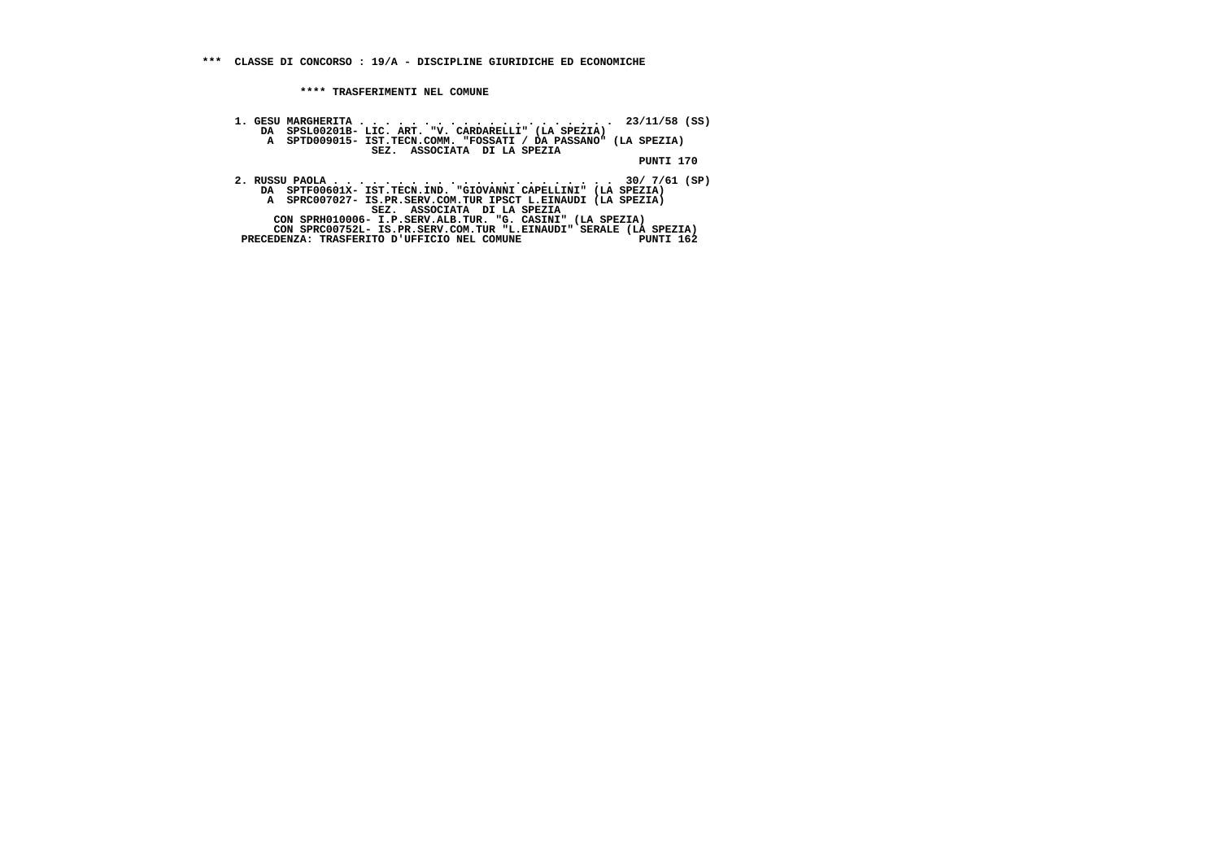*** CLASSE DI CONCORSO : 19/A - DISCIPLINE GIURIDICHE ED ECONOMICHE

**** TRASFERIMENTI NEL COMUNE

```
1. GESU MARGHERITA . . . . . . . . . . . . . . . . . . . . .  23/11/58 (SS)
    DA  SPSL00201B- LIC. ART. "V. CARDARELLI" (LA SPEZIA)
     A  SPTD009015- IST.TECN.COMM. "FOSSATI / DA PASSANO" (LA SPEZIA)
                    SEZ.  ASSOCIATA  DI LA SPEZIA
                                                               PUNTI 170

2. RUSSU PAOLA . . . . . . . . . . . . . . . . . . . . . . .  30/ 7/61 (SP)
    DA  SPTF00601X- IST.TECN.IND. "GIOVANNI CAPELLINI" (LA SPEZIA)
     A  SPRC007027- IS.PR.SERV.COM.TUR IPSCT L.EINAUDI (LA SPEZIA)
                    SEZ.  ASSOCIATA  DI LA SPEZIA
      CON SPRH010006- I.P.SERV.ALB.TUR. "G. CASINI" (LA SPEZIA)
      CON SPRC00752L- IS.PR.SERV.COM.TUR "L.EINAUDI" SERALE (LA SPEZIA)
 PRECEDENZA: TRASFERITO D'UFFICIO NEL COMUNE                   PUNTI 162
```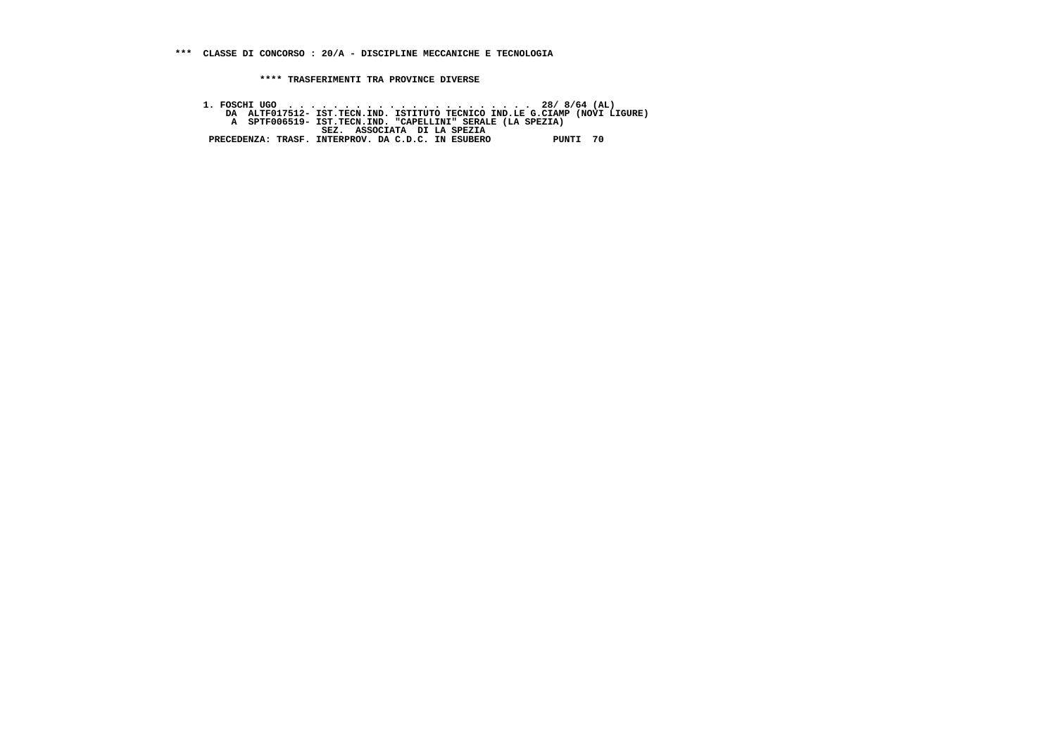**\*\*\* CLASSE DI CONCORSO : 20/A - DISCIPLINE MECCANICHE E TECNOLOGIA**

**\*\*\*\* TRASFERIMENTI TRA PROVINCE DIVERSE**

```
1. FOSCHI UGO . . . . . . . . . . . . . . . . . . . . . . .  28/ 8/64 (AL)
    DA  ALTF017512- IST.TECN.IND. ISTITUTO TECNICO IND.LE G.CIAMP (NOVI LIGURE)
     A  SPTF006519- IST.TECN.IND. "CAPELLINI" SERALE (LA SPEZIA)
                    SEZ.  ASSOCIATA  DI LA SPEZIA
 PRECEDENZA: TRASF. INTERPROV. DA C.D.C. IN ESUBERO           PUNTI  70
```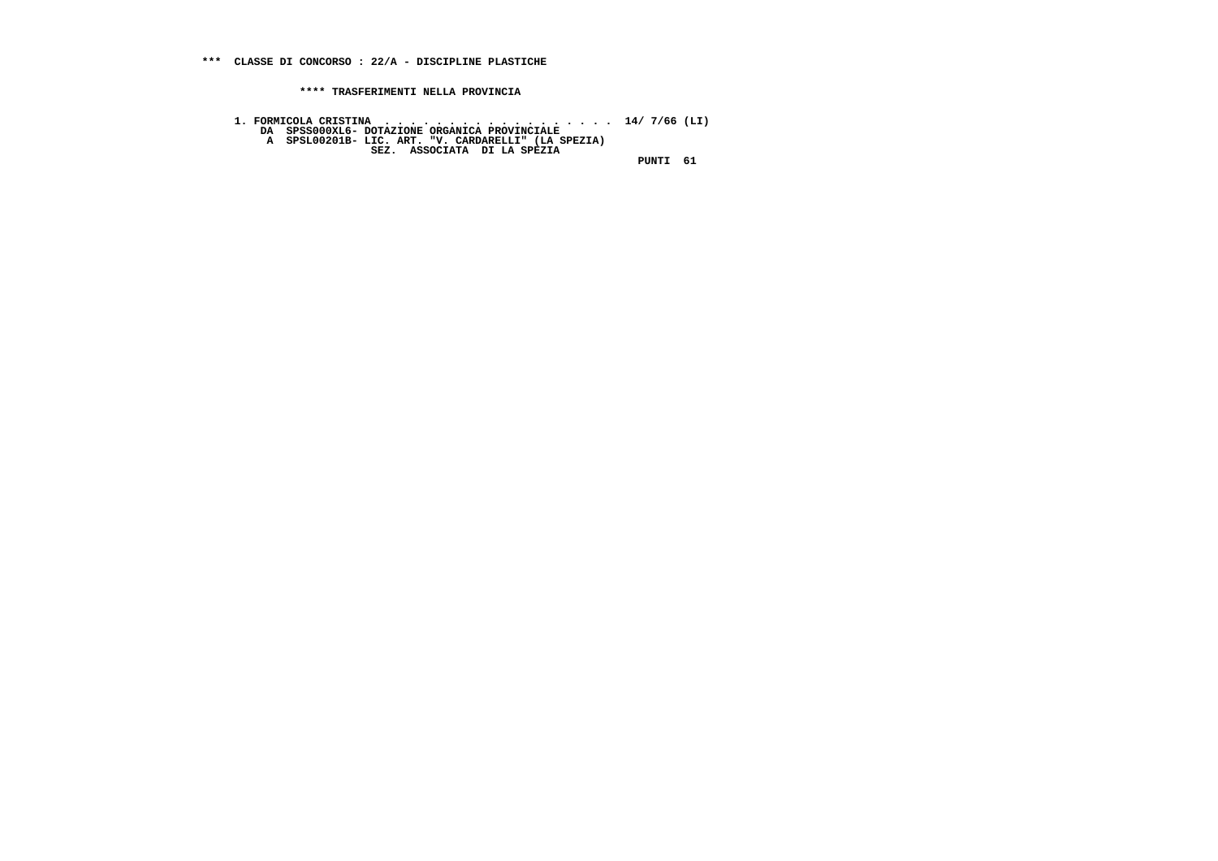**\*\*\* CLASSE DI CONCORSO : 22/A - DISCIPLINE PLASTICHE**

**\*\*\*\* TRASFERIMENTI NELLA PROVINCIA**

```
1. FORMICOLA CRISTINA  . . . . . . . . . . . . . . . . . . .  14/ 7/66 (LI)
    DA  SPSS000XL6- DOTAZIONE ORGANICA PROVINCIALE
     A  SPSL00201B- LIC. ART. "V. CARDARELLI" (LA SPEZIA)
                    SEZ.  ASSOCIATA  DI LA SPEZIA
                                                                 PUNTI  61
```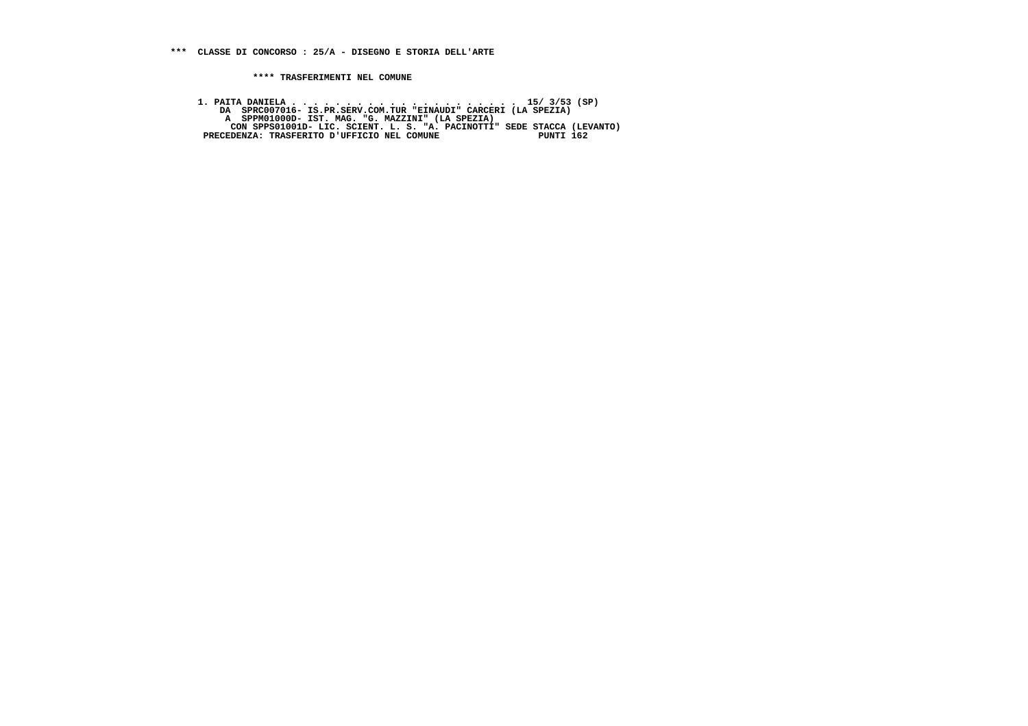\*\*\* CLASSE DI CONCORSO : 25/A - DISEGNO E STORIA DELL'ARTE

\*\*\*\* TRASFERIMENTI NEL COMUNE

```
1. PAITA DANIELA . . . . . . . . . . . . . . . . . . . . .  15/ 3/53 (SP)
    DA  SPRC007016- IS.PR.SERV.COM.TUR "EINAUDI" CARCERI (LA SPEZIA)
     A  SPPM01000D- IST. MAG. "G. MAZZINI" (LA SPEZIA)
      CON SPPS01001D- LIC. SCIENT. L. S. "A. PACINOTTI" SEDE STACCA (LEVANTO)
 PRECEDENZA: TRASFERITO D'UFFICIO NEL COMUNE                  PUNTI 162
```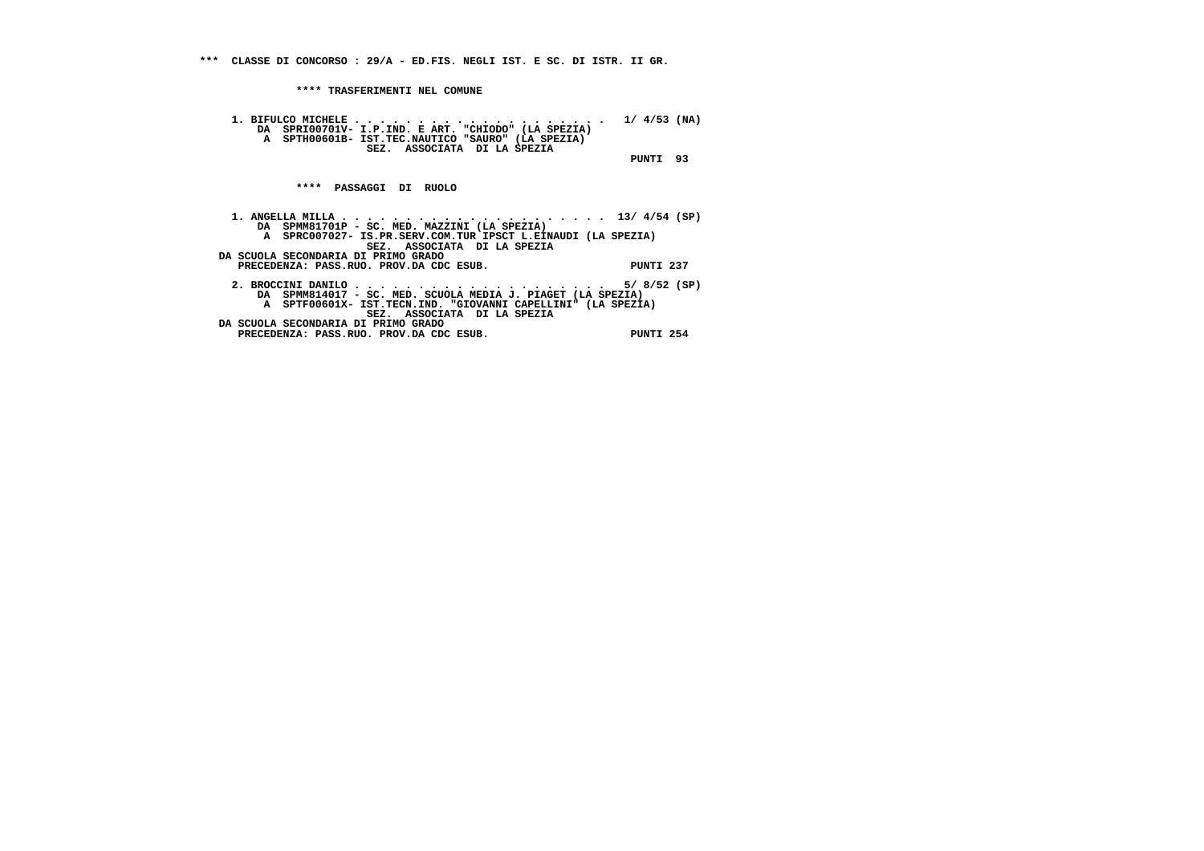**\*\*\* CLASSE DI CONCORSO : 29/A - ED.FIS. NEGLI IST. E SC. DI ISTR. II GR.**

**\*\*\*\* TRASFERIMENTI NEL COMUNE**

```
1. BIFULCO MICHELE . . . . . . . . . . . . . . . . . . . .  1/ 4/53 (NA)
    DA  SPRI00701V- I.P.IND. E ART. "CHIODO" (LA SPEZIA)
     A  SPTH00601B- IST.TEC.NAUTICO "SAURO" (LA SPEZIA)
                    SEZ.  ASSOCIATA  DI LA SPEZIA
                                                              PUNTI  93
```

**\*\*\*\* PASSAGGI DI RUOLO**

```
1. ANGELLA MILLA . . . . . . . . . . . . . . . . . . . . . 13/ 4/54 (SP)
    DA  SPMM81701P - SC. MED. MAZZINI (LA SPEZIA)
     A  SPRC007027- IS.PR.SERV.COM.TUR IPSCT L.EINAUDI (LA SPEZIA)
                    SEZ.  ASSOCIATA  DI LA SPEZIA
DA SCUOLA SECONDARIA DI PRIMO GRADO
  PRECEDENZA: PASS.RUO. PROV.DA CDC ESUB.                     PUNTI 237

2. BROCCINI DANILO . . . . . . . . . . . . . . . . . . . .  5/ 8/52 (SP)
    DA  SPMM814017 - SC. MED. SCUOLA MEDIA J. PIAGET (LA SPEZIA)
     A  SPTF00601X- IST.TECN.IND. "GIOVANNI CAPELLINI" (LA SPEZIA)
                    SEZ.  ASSOCIATA  DI LA SPEZIA
DA SCUOLA SECONDARIA DI PRIMO GRADO
  PRECEDENZA: PASS.RUO. PROV.DA CDC ESUB.                     PUNTI 254
```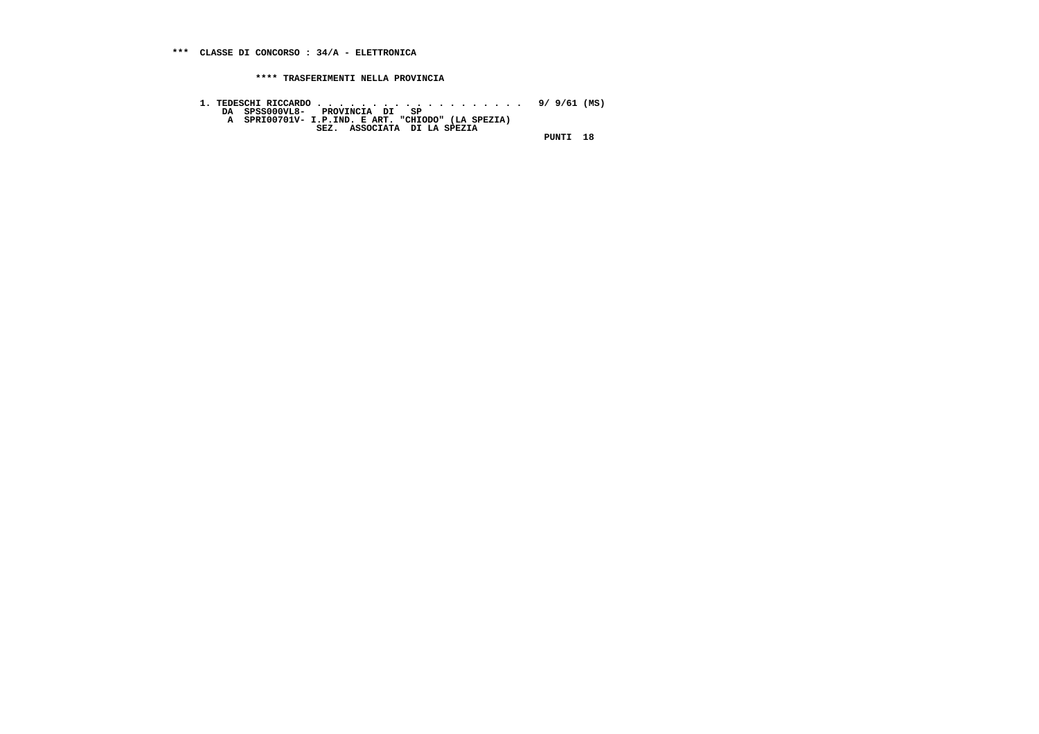**\*\*\* CLASSE DI CONCORSO : 34/A - ELETTRONICA**

**\*\*\*\* TRASFERIMENTI NELLA PROVINCIA**

```
1. TEDESCHI RICCARDO . . . . . . . . . . . . . . . . . . .  9/ 9/61 (MS)
    DA  SPSS000VL8-   PROVINCIA  DI   SP
     A  SPRI00701V- I.P.IND. E ART. "CHIODO" (LA SPEZIA)
                    SEZ.  ASSOCIATA  DI LA SPEZIA
                                                        PUNTI  18
```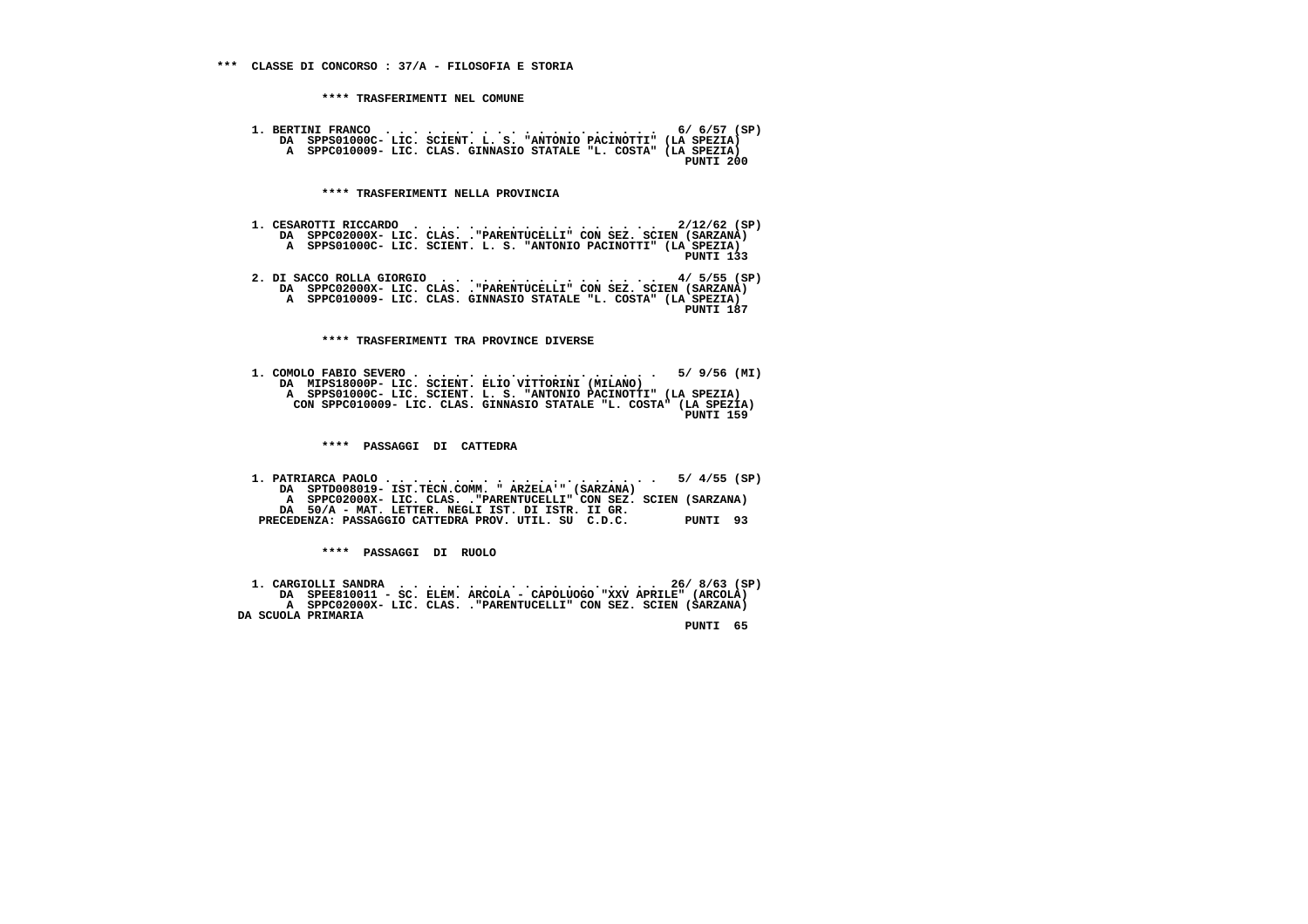## *** CLASSE DI CONCORSO : 37/A - FILOSOFIA E STORIA

### **** TRASFERIMENTI NEL COMUNE

1. BERTINI FRANCO . . . . . . . . . . . . . . . . . . . . 6/ 6/57 (SP)
   DA SPPS01000C- LIC. SCIENT. L. S. "ANTONIO PACINOTTI" (LA SPEZIA)
   A SPPC010009- LIC. CLAS. GINNASIO STATALE "L. COSTA" (LA SPEZIA)
   PUNTI 200

### **** TRASFERIMENTI NELLA PROVINCIA

1. CESAROTTI RICCARDO . . . . . . . . . . . . . . . . . . 2/12/62 (SP)
   DA SPPC02000X- LIC. CLAS. ."PARENTUCELLI" CON SEZ. SCIEN (SARZANA)
   A SPPS01000C- LIC. SCIENT. L. S. "ANTONIO PACINOTTI" (LA SPEZIA)
   PUNTI 133

2. DI SACCO ROLLA GIORGIO . . . . . . . . . . . . . . . . 4/ 5/55 (SP)
   DA SPPC02000X- LIC. CLAS. ."PARENTUCELLI" CON SEZ. SCIEN (SARZANA)
   A SPPC010009- LIC. CLAS. GINNASIO STATALE "L. COSTA" (LA SPEZIA)
   PUNTI 187

### **** TRASFERIMENTI TRA PROVINCE DIVERSE

1. COMOLO FABIO SEVERO . . . . . . . . . . . . . . . . . . 5/ 9/56 (MI)
   DA MIPS18000P- LIC. SCIENT. ELIO VITTORINI (MILANO)
   A SPPS01000C- LIC. SCIENT. L. S. "ANTONIO PACINOTTI" (LA SPEZIA)
   CON SPPC010009- LIC. CLAS. GINNASIO STATALE "L. COSTA" (LA SPEZIA)
   PUNTI 159

### **** PASSAGGI DI CATTEDRA

1. PATRIARCA PAOLO . . . . . . . . . . . . . . . . . . . . 5/ 4/55 (SP)
   DA SPTD008019- IST.TECN.COMM. " ARZELA'" (SARZANA)
   A SPPC02000X- LIC. CLAS. ."PARENTUCELLI" CON SEZ. SCIEN (SARZANA)
   DA 50/A - MAT. LETTER. NEGLI IST. DI ISTR. II GR.
   PRECEDENZA: PASSAGGIO CATTEDRA PROV. UTIL. SU C.D.C. PUNTI 93

### **** PASSAGGI DI RUOLO

1. CARGIOLLI SANDRA . . . . . . . . . . . . . . . . . . . 26/ 8/63 (SP)
   DA SPEE810011 - SC. ELEM. ARCOLA - CAPOLUOGO "XXV APRILE" (ARCOLA)
   A SPPC02000X- LIC. CLAS. ."PARENTUCELLI" CON SEZ. SCIEN (SARZANA)
   DA SCUOLA PRIMARIA
   PUNTI 65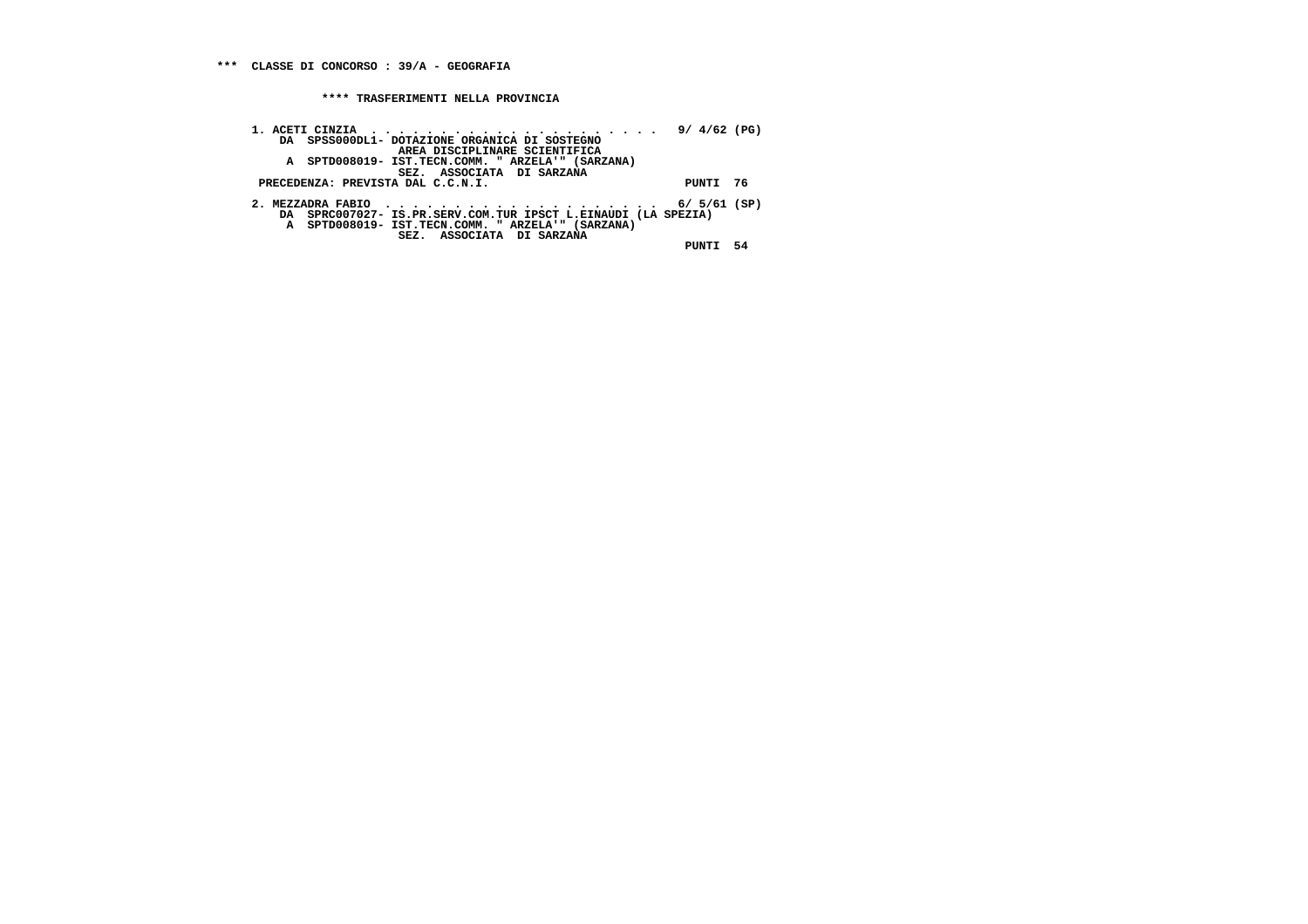**\*\*\* CLASSE DI CONCORSO : 39/A - GEOGRAFIA**

**\*\*\*\* TRASFERIMENTI NELLA PROVINCIA**

```
1. ACETI CINZIA  . . . . . . . . . . . . . . . . . . . . .  9/ 4/62 (PG)
    DA  SPSS000DL1- DOTAZIONE ORGANICA DI SOSTEGNO
                    AREA DISCIPLINARE SCIENTIFICA
     A  SPTD008019- IST.TECN.COMM. " ARZELA'" (SARZANA)
                    SEZ.  ASSOCIATA  DI SARZANA
 PRECEDENZA: PREVISTA DAL C.C.N.I.                          PUNTI  76

2. MEZZADRA FABIO  . . . . . . . . . . . . . . . . . . . .  6/ 5/61 (SP)
    DA  SPRC007027- IS.PR.SERV.COM.TUR IPSCT L.EINAUDI (LA SPEZIA)
     A  SPTD008019- IST.TECN.COMM. " ARZELA'" (SARZANA)
                    SEZ.  ASSOCIATA  DI SARZANA
                                                            PUNTI  54
```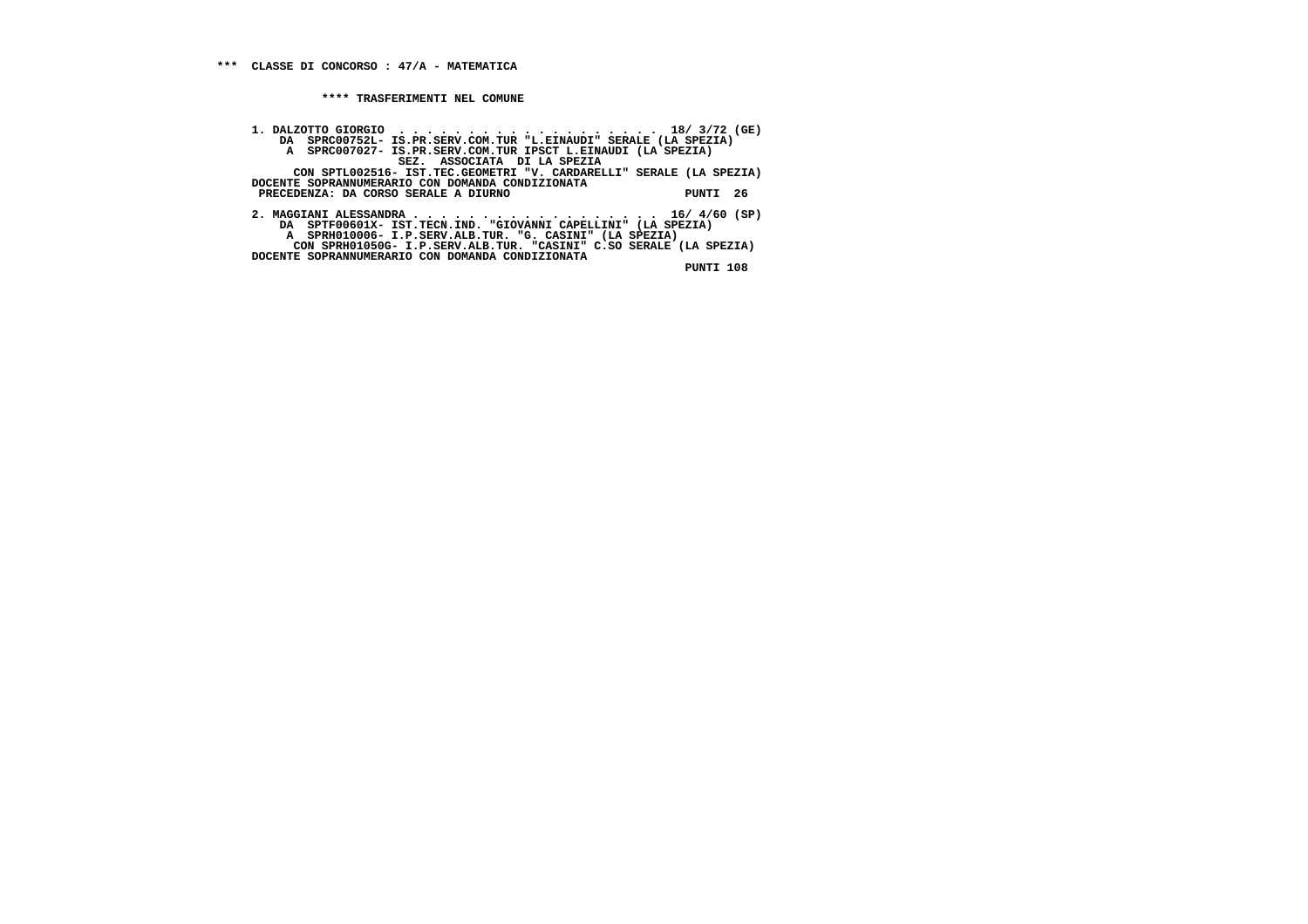**\*\*\* CLASSE DI CONCORSO : 47/A - MATEMATICA**

**\*\*\*\* TRASFERIMENTI NEL COMUNE**

```
1. DALZOTTO GIORGIO  . . . . . . . . . . . . . . . . . . .  18/ 3/72 (GE)
    DA  SPRC00752L- IS.PR.SERV.COM.TUR "L.EINAUDI" SERALE (LA SPEZIA)
     A  SPRC007027- IS.PR.SERV.COM.TUR IPSCT L.EINAUDI (LA SPEZIA)
                    SEZ.  ASSOCIATA  DI LA SPEZIA
      CON SPTL002516- IST.TEC.GEOMETRI "V. CARDARELLI" SERALE (LA SPEZIA)
DOCENTE SOPRANNUMERARIO CON DOMANDA CONDIZIONATA
 PRECEDENZA: DA CORSO SERALE A DIURNO                          PUNTI  26

2. MAGGIANI ALESSANDRA . . . . . . . . . . . . . . . . . .  16/ 4/60 (SP)
    DA  SPTF00601X- IST.TECN.IND. "GIOVANNI CAPELLINI" (LA SPEZIA)
     A  SPRH010006- I.P.SERV.ALB.TUR. "G. CASINI" (LA SPEZIA)
      CON SPRH01050G- I.P.SERV.ALB.TUR. "CASINI" C.SO SERALE (LA SPEZIA)
DOCENTE SOPRANNUMERARIO CON DOMANDA CONDIZIONATA
                                                               PUNTI 108
```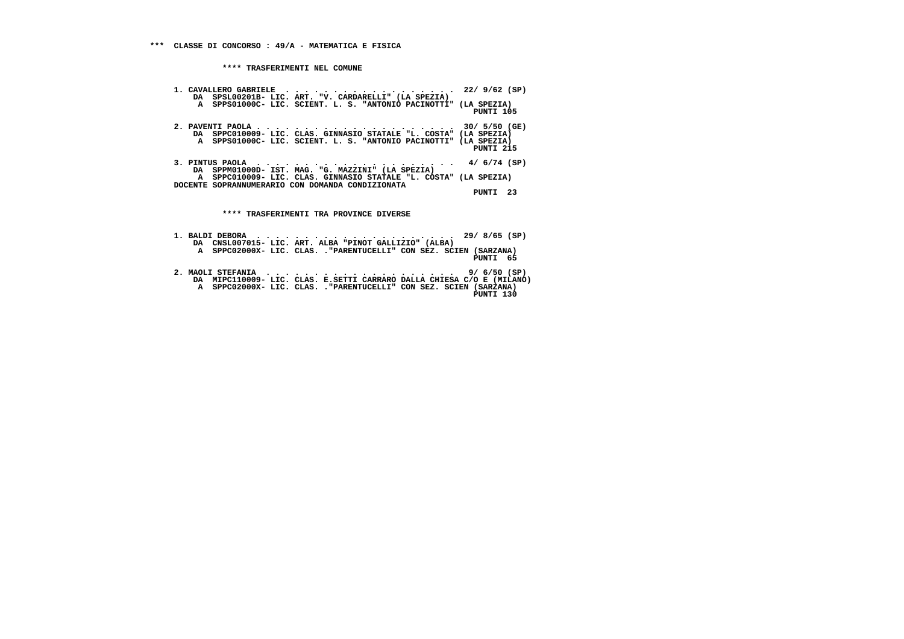\*\*\* CLASSE DI CONCORSO : 49/A - MATEMATICA E FISICA

\*\*\*\* TRASFERIMENTI NEL COMUNE

1. CAVALLERO GABRIELE . . . . . . . . . . . . . . . . . . 22/ 9/62 (SP)
   DA SPSL00201B- LIC. ART. "V. CARDARELLI" (LA SPEZIA)
   A SPPS01000C- LIC. SCIENT. L. S. "ANTONIO PACINOTTI" (LA SPEZIA)
   PUNTI 105

2. PAVENTI PAOLA . . . . . . . . . . . . . . . . . . . . 30/ 5/50 (GE)
   DA SPPC010009- LIC. CLAS. GINNASIO STATALE "L. COSTA" (LA SPEZIA)
   A SPPS01000C- LIC. SCIENT. L. S. "ANTONIO PACINOTTI" (LA SPEZIA)
   PUNTI 215

3. PINTUS PAOLA . . . . . . . . . . . . . . . . . . . . 4/ 6/74 (SP)
   DA SPPM01000D- IST. MAG. "G. MAZZINI" (LA SPEZIA)
   A SPPC010009- LIC. CLAS. GINNASIO STATALE "L. COSTA" (LA SPEZIA)
   DOCENTE SOPRANNUMERARIO CON DOMANDA CONDIZIONATA
   PUNTI 23

\*\*\*\* TRASFERIMENTI TRA PROVINCE DIVERSE

1. BALDI DEBORA . . . . . . . . . . . . . . . . . . . . 29/ 8/65 (SP)
   DA CNSL007015- LIC. ART. ALBA "PINOT GALLIZIO" (ALBA)
   A SPPC02000X- LIC. CLAS. ."PARENTUCELLI" CON SEZ. SCIEN (SARZANA)
   PUNTI 65

2. MAOLI STEFANIA . . . . . . . . . . . . . . . . . . . 9/ 6/50 (SP)
   DA MIPC110009- LIC. CLAS. E.SETTI CARRARO DALLA CHIESA C/O E (MILANO)
   A SPPC02000X- LIC. CLAS. ."PARENTUCELLI" CON SEZ. SCIEN (SARZANA)
   PUNTI 130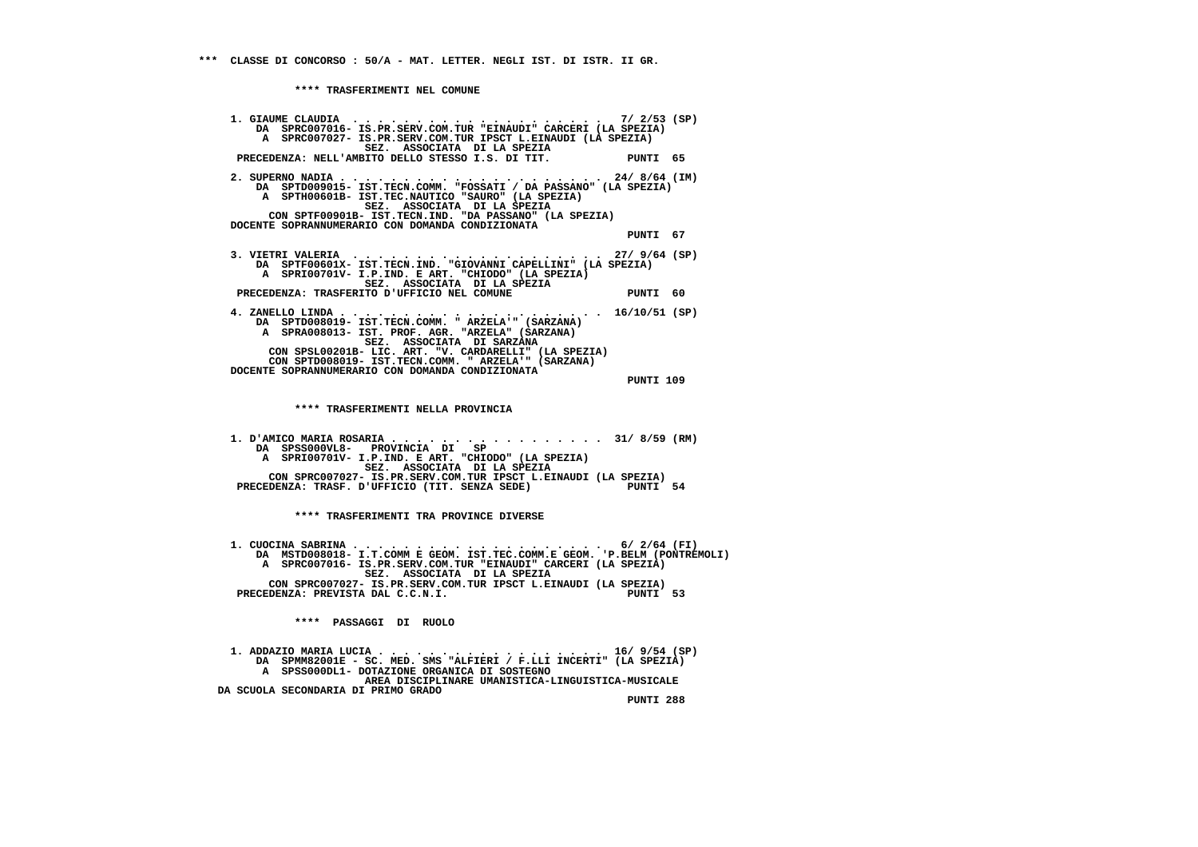*** CLASSE DI CONCORSO : 50/A - MAT. LETTER. NEGLI IST. DI ISTR. II GR.

**** TRASFERIMENTI NEL COMUNE

1. GIAUME CLAUDIA . . . . . . . . . . . . . . . . . . . . . 7/ 2/53 (SP)
   DA SPRC007016- IS.PR.SERV.COM.TUR "EINAUDI" CARCERI (LA SPEZIA)
   A SPRC007027- IS.PR.SERV.COM.TUR IPSCT L.EINAUDI (LA SPEZIA)
   SEZ. ASSOCIATA DI LA SPEZIA
   PRECEDENZA: NELL'AMBITO DELLO STESSO I.S. DI TIT. PUNTI 65

2. SUPERNO NADIA . . . . . . . . . . . . . . . . . . . . . 24/ 8/64 (IM)
   DA SPTD009015- IST.TECN.COMM. "FOSSATI / DA PASSANO" (LA SPEZIA)
   A SPTH00601B- IST.TEC.NAUTICO "SAURO" (LA SPEZIA)
   SEZ. ASSOCIATA DI LA SPEZIA
   CON SPTF00901B- IST.TECN.IND. "DA PASSANO" (LA SPEZIA)
   DOCENTE SOPRANNUMERARIO CON DOMANDA CONDIZIONATA
   PUNTI 67

3. VIETRI VALERIA . . . . . . . . . . . . . . . . . . . . . 27/ 9/64 (SP)
   DA SPTF00601X- IST.TECN.IND. "GIOVANNI CAPELLINI" (LA SPEZIA)
   A SPRI00701V- I.P.IND. E ART. "CHIODO" (LA SPEZIA)
   SEZ. ASSOCIATA DI LA SPEZIA
   PRECEDENZA: TRASFERITO D'UFFICIO NEL COMUNE PUNTI 60

4. ZANELLO LINDA . . . . . . . . . . . . . . . . . . . . . 16/10/51 (SP)
   DA SPTD008019- IST.TECN.COMM. " ARZELA'" (SARZANA)
   A SPRA008013- IST. PROF. AGR. "ARZELA" (SARZANA)
   SEZ. ASSOCIATA DI SARZANA
   CON SPSL00201B- LIC. ART. "V. CARDARELLI" (LA SPEZIA)
   CON SPTD008019- IST.TECN.COMM. " ARZELA'" (SARZANA)
   DOCENTE SOPRANNUMERARIO CON DOMANDA CONDIZIONATA
   PUNTI 109

**** TRASFERIMENTI NELLA PROVINCIA

1. D'AMICO MARIA ROSARIA . . . . . . . . . . . . . . . . . 31/ 8/59 (RM)
   DA SPSS000VL8- PROVINCIA DI SP
   A SPRI00701V- I.P.IND. E ART. "CHIODO" (LA SPEZIA)
   SEZ. ASSOCIATA DI LA SPEZIA
   CON SPRC007027- IS.PR.SERV.COM.TUR IPSCT L.EINAUDI (LA SPEZIA)
   PRECEDENZA: TRASF. D'UFFICIO (TIT. SENZA SEDE) PUNTI 54

**** TRASFERIMENTI TRA PROVINCE DIVERSE

1. CUOCINA SABRINA . . . . . . . . . . . . . . . . . . . . 6/ 2/64 (FI)
   DA MSTD008018- I.T.COMM E GEOM. IST.TEC.COMM.E GEOM. 'P.BELM (PONTREMOLI)
   A SPRC007016- IS.PR.SERV.COM.TUR "EINAUDI" CARCERI (LA SPEZIA)
   SEZ. ASSOCIATA DI LA SPEZIA
   CON SPRC007027- IS.PR.SERV.COM.TUR IPSCT L.EINAUDI (LA SPEZIA)
   PRECEDENZA: PREVISTA DAL C.C.N.I. PUNTI 53

**** PASSAGGI DI RUOLO

1. ADDAZIO MARIA LUCIA . . . . . . . . . . . . . . . . . . 16/ 9/54 (SP)
   DA SPMM82001E - SC. MED. SMS "ALFIERI / F.LLI INCERTI" (LA SPEZIA)
   A SPSS000DL1- DOTAZIONE ORGANICA DI SOSTEGNO
   AREA DISCIPLINARE UMANISTICA-LINGUISTICA-MUSICALE
   DA SCUOLA SECONDARIA DI PRIMO GRADO
   PUNTI 288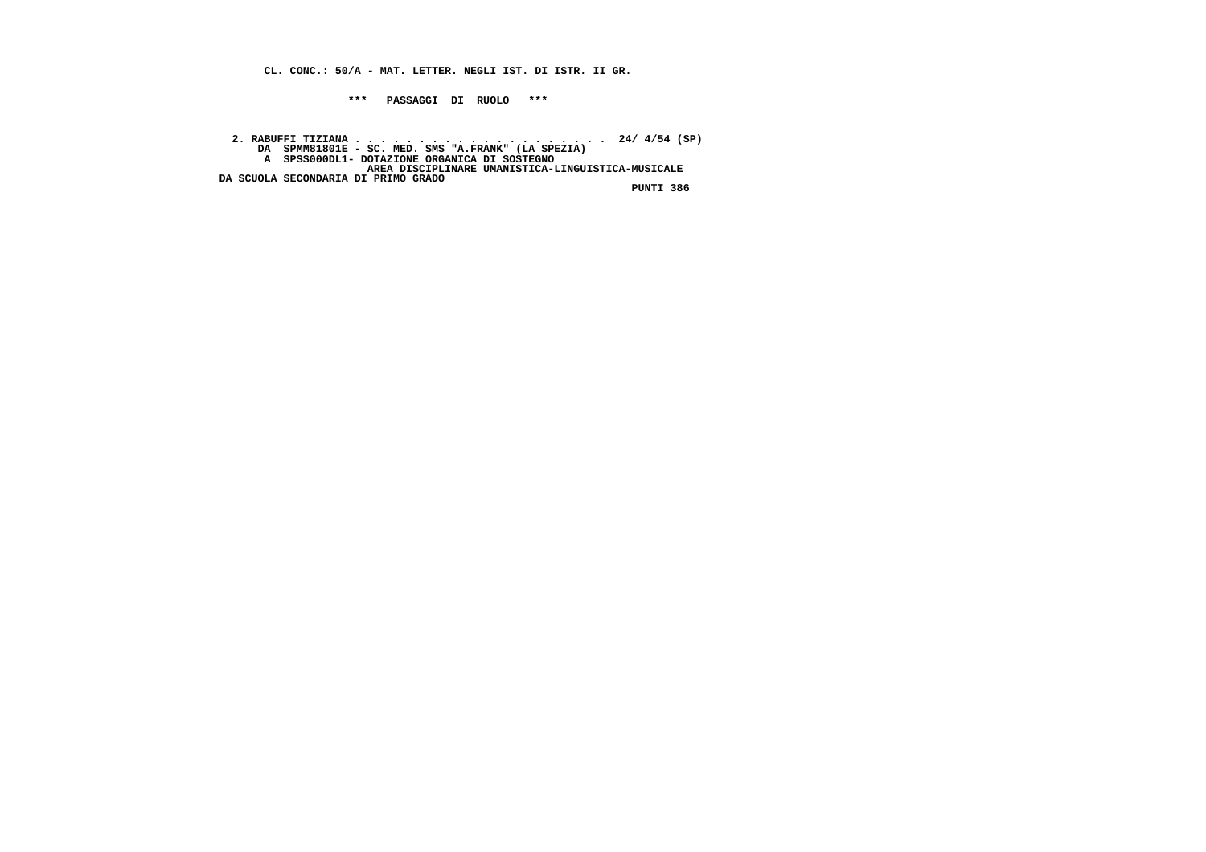**CL. CONC.: 50/A - MAT. LETTER. NEGLI IST. DI ISTR. II GR.**

**\*\*\* PASSAGGI DI RUOLO \*\*\***

**2. RABUFFI TIZIANA . . . . . . . . . . . . . . . . . . . . 24/ 4/54 (SP)**
**DA SPMM81801E - SC. MED. SMS "A.FRANK" (LA SPEZIA)**
**A SPSS000DL1- DOTAZIONE ORGANICA DI SOSTEGNO**
**AREA DISCIPLINARE UMANISTICA-LINGUISTICA-MUSICALE**
**DA SCUOLA SECONDARIA DI PRIMO GRADO**
**PUNTI 386**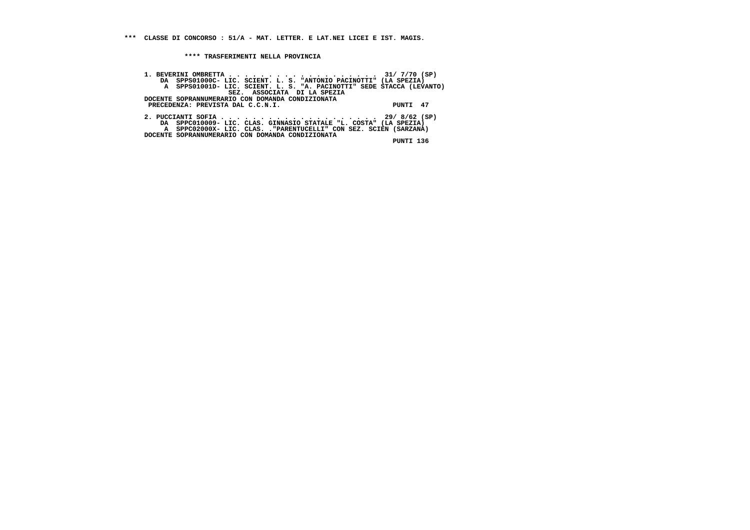**\*\*\* CLASSE DI CONCORSO : 51/A - MAT. LETTER. E LAT.NEI LICEI E IST. MAGIS.**

**\*\*\*\* TRASFERIMENTI NELLA PROVINCIA**

```
1. BEVERINI OMBRETTA . . . . . . . . . . . . . . . . . . . . .  31/ 7/70 (SP)
    DA  SPPS01000C- LIC. SCIENT. L. S. "ANTONIO PACINOTTI" (LA SPEZIA)
     A  SPPS01001D- LIC. SCIENT. L. S. "A. PACINOTTI" SEDE STACCA (LEVANTO)
                    SEZ.  ASSOCIATA  DI LA SPEZIA
DOCENTE SOPRANNUMERARIO CON DOMANDA CONDIZIONATA
 PRECEDENZA: PREVISTA DAL C.C.N.I.                            PUNTI  47

2. PUCCIANTI SOFIA . . . . . . . . . . . . . . . . . . . . . .  29/ 8/62 (SP)
    DA  SPPC010009- LIC. CLAS. GINNASIO STATALE "L. COSTA" (LA SPEZIA)
     A  SPPC02000X- LIC. CLAS. ."PARENTUCELLI" CON SEZ. SCIEN (SARZANA)
DOCENTE SOPRANNUMERARIO CON DOMANDA CONDIZIONATA
                                                              PUNTI 136
```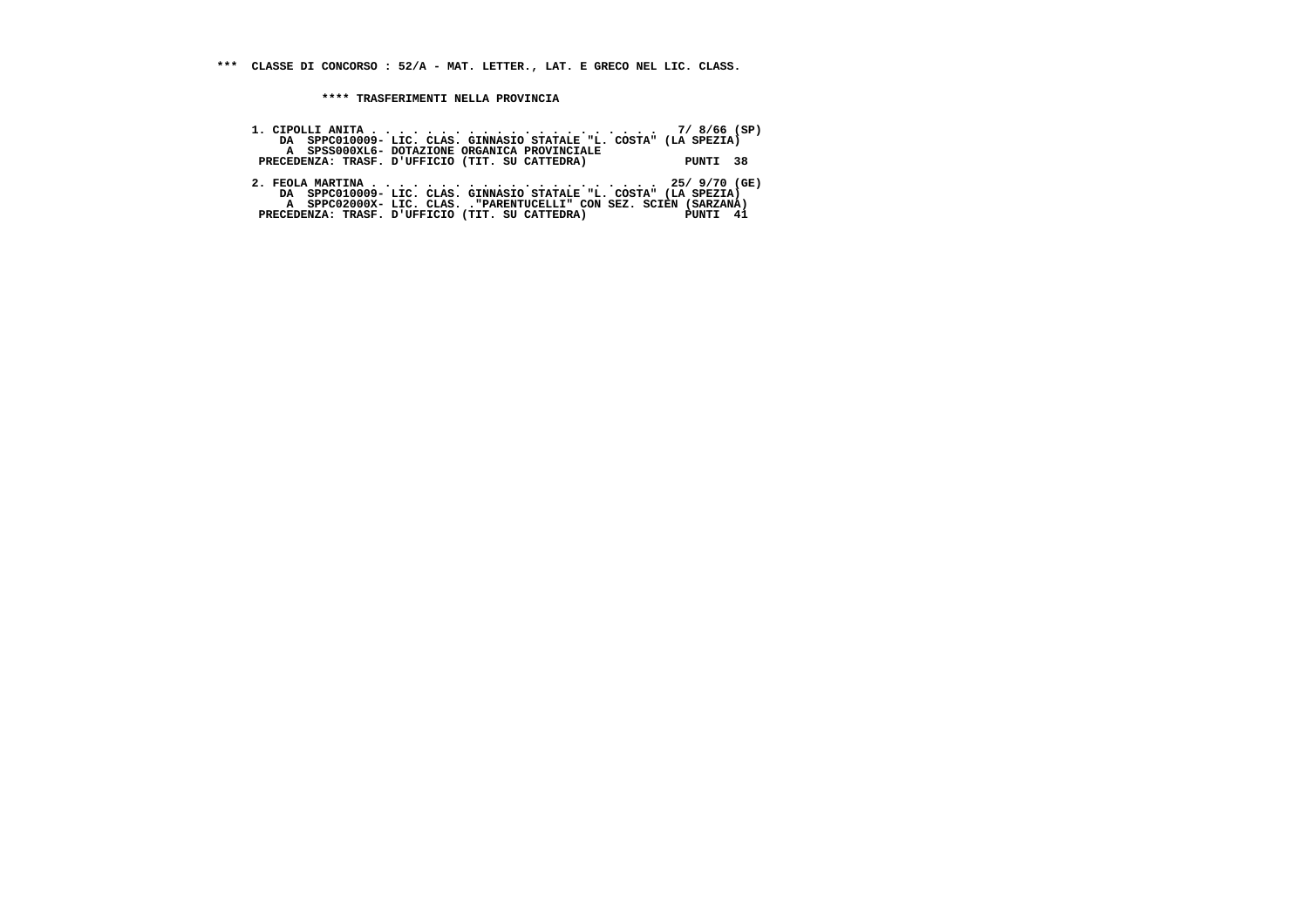**\*\*\* CLASSE DI CONCORSO : 52/A - MAT. LETTER., LAT. E GRECO NEL LIC. CLASS.**

**\*\*\*\* TRASFERIMENTI NELLA PROVINCIA**

```
1. CIPOLLI ANITA . . . . . . . . . . . . . . . . . . . . . .  7/ 8/66 (SP)
    DA  SPPC010009- LIC. CLAS. GINNASIO STATALE "L. COSTA" (LA SPEZIA)
     A  SPSS000XL6- DOTAZIONE ORGANICA PROVINCIALE
 PRECEDENZA: TRASF. D'UFFICIO (TIT. SU CATTEDRA)             PUNTI  38

2. FEOLA MARTINA . . . . . . . . . . . . . . . . . . . . .  25/ 9/70 (GE)
    DA  SPPC010009- LIC. CLAS. GINNASIO STATALE "L. COSTA" (LA SPEZIA)
     A  SPPC02000X- LIC. CLAS. ."PARENTUCELLI" CON SEZ. SCIEN (SARZANA)
 PRECEDENZA: TRASF. D'UFFICIO (TIT. SU CATTEDRA)             PUNTI  41
```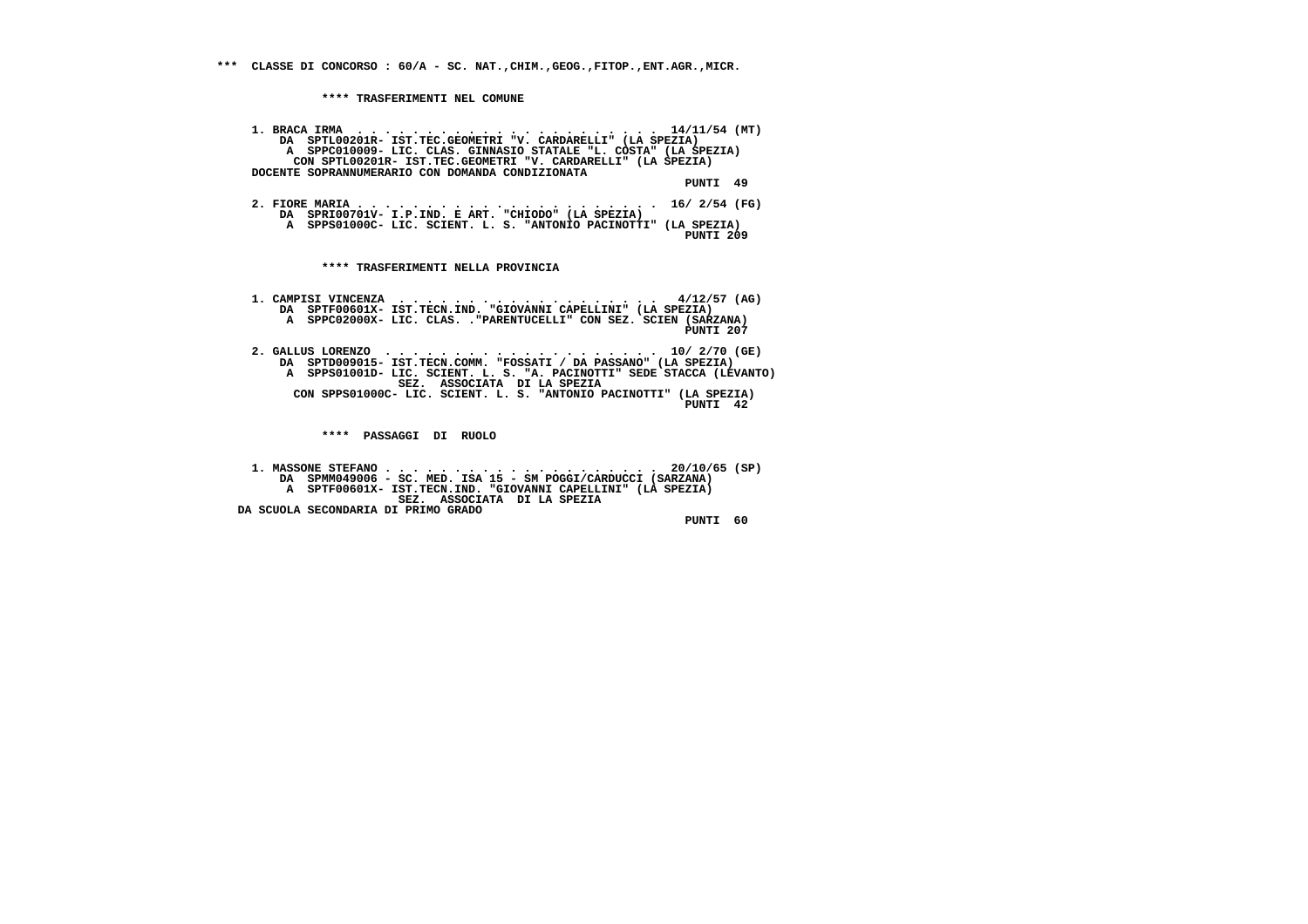**\*\*\* CLASSE DI CONCORSO : 60/A - SC. NAT.,CHIM.,GEOG.,FITOP.,ENT.AGR.,MICR.**

**\*\*\*\* TRASFERIMENTI NEL COMUNE**

1. BRACA IRMA . . . . . . . . . . . . . . . . . . . . . . 14/11/54 (MT)
   DA SPTL00201R- IST.TEC.GEOMETRI "V. CARDARELLI" (LA SPEZIA)
   A SPPC010009- LIC. CLAS. GINNASIO STATALE "L. COSTA" (LA SPEZIA)
   CON SPTL00201R- IST.TEC.GEOMETRI "V. CARDARELLI" (LA SPEZIA)
   DOCENTE SOPRANNUMERARIO CON DOMANDA CONDIZIONATA
   PUNTI 49

2. FIORE MARIA . . . . . . . . . . . . . . . . . . . . . 16/ 2/54 (FG)
   DA SPRI00701V- I.P.IND. E ART. "CHIODO" (LA SPEZIA)
   A SPPS01000C- LIC. SCIENT. L. S. "ANTONIO PACINOTTI" (LA SPEZIA)
   PUNTI 209

**\*\*\*\* TRASFERIMENTI NELLA PROVINCIA**

1. CAMPISI VINCENZA . . . . . . . . . . . . . . . . . . 4/12/57 (AG)
   DA SPTF00601X- IST.TECN.IND. "GIOVANNI CAPELLINI" (LA SPEZIA)
   A SPPC02000X- LIC. CLAS. ."PARENTUCELLI" CON SEZ. SCIEN (SARZANA)
   PUNTI 207

2. GALLUS LORENZO . . . . . . . . . . . . . . . . . . . 10/ 2/70 (GE)
   DA SPTD009015- IST.TECN.COMM. "FOSSATI / DA PASSANO" (LA SPEZIA)
   A SPPS01001D- LIC. SCIENT. L. S. "A. PACINOTTI" SEDE STACCA (LEVANTO)
   SEZ. ASSOCIATA DI LA SPEZIA
   CON SPPS01000C- LIC. SCIENT. L. S. "ANTONIO PACINOTTI" (LA SPEZIA)
   PUNTI 42

**\*\*\*\* PASSAGGI DI RUOLO**

1. MASSONE STEFANO . . . . . . . . . . . . . . . . . . . 20/10/65 (SP)
   DA SPMM049006 - SC. MED. ISA 15 - SM POGGI/CARDUCCI (SARZANA)
   A SPTF00601X- IST.TECN.IND. "GIOVANNI CAPELLINI" (LA SPEZIA)
   SEZ. ASSOCIATA DI LA SPEZIA
   DA SCUOLA SECONDARIA DI PRIMO GRADO
   PUNTI 60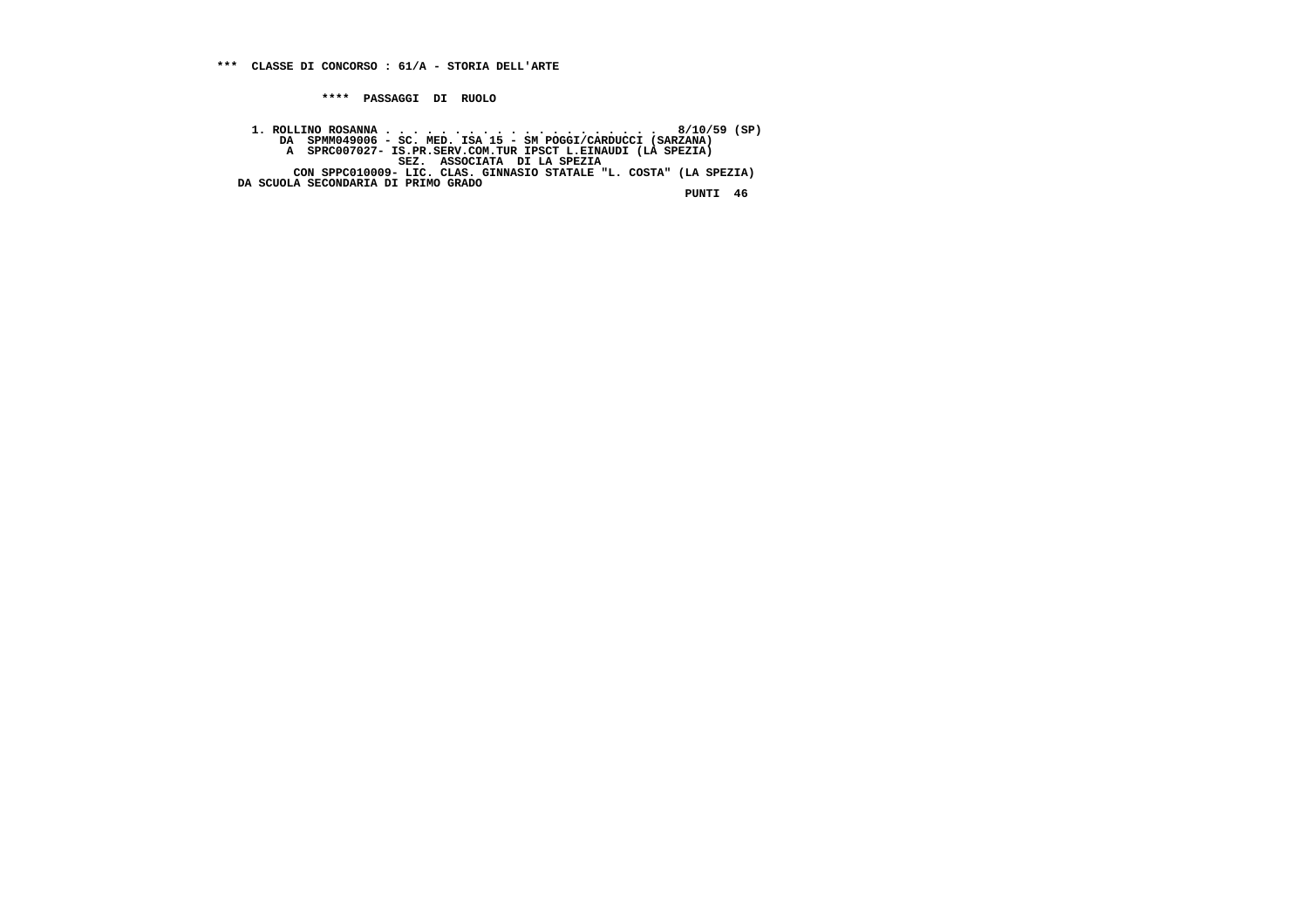**\*\*\* CLASSE DI CONCORSO : 61/A - STORIA DELL'ARTE**

**\*\*\*\* PASSAGGI DI RUOLO**

**1. ROLLINO ROSANNA . . . . . . . . . . . . . . . . . . . . . 8/10/59 (SP)**
**DA SPMM049006 - SC. MED. ISA 15 - SM POGGI/CARDUCCI (SARZANA)**
**A SPRC007027- IS.PR.SERV.COM.TUR IPSCT L.EINAUDI (LA SPEZIA)**
**SEZ. ASSOCIATA DI LA SPEZIA**
**CON SPPC010009- LIC. CLAS. GINNASIO STATALE "L. COSTA" (LA SPEZIA)**
**DA SCUOLA SECONDARIA DI PRIMO GRADO**
**PUNTI 46**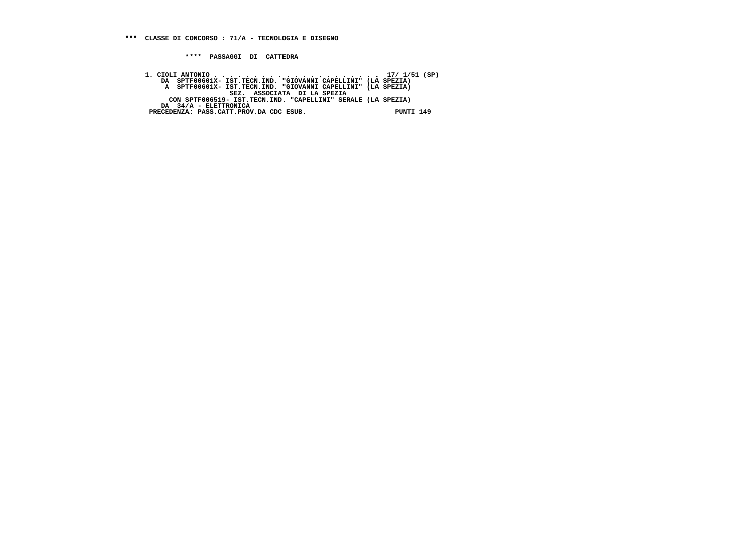**\*\*\*  CLASSE DI CONCORSO : 71/A - TECNOLOGIA E DISEGNO**

**\*\*\*\*  PASSAGGI  DI  CATTEDRA**

```
1. CIOLI ANTONIO . . . . . . . . . . . . . . . . . . . . .  17/ 1/51 (SP)
    DA  SPTF00601X- IST.TECN.IND. "GIOVANNI CAPELLINI" (LA SPEZIA)
     A  SPTF00601X- IST.TECN.IND. "GIOVANNI CAPELLINI" (LA SPEZIA)
                SEZ.  ASSOCIATA  DI LA SPEZIA
      CON SPTF006519- IST.TECN.IND. "CAPELLINI" SERALE (LA SPEZIA)
    DA  34/A - ELETTRONICA
 PRECEDENZA: PASS.CATT.PROV.DA CDC ESUB.                     PUNTI 149
```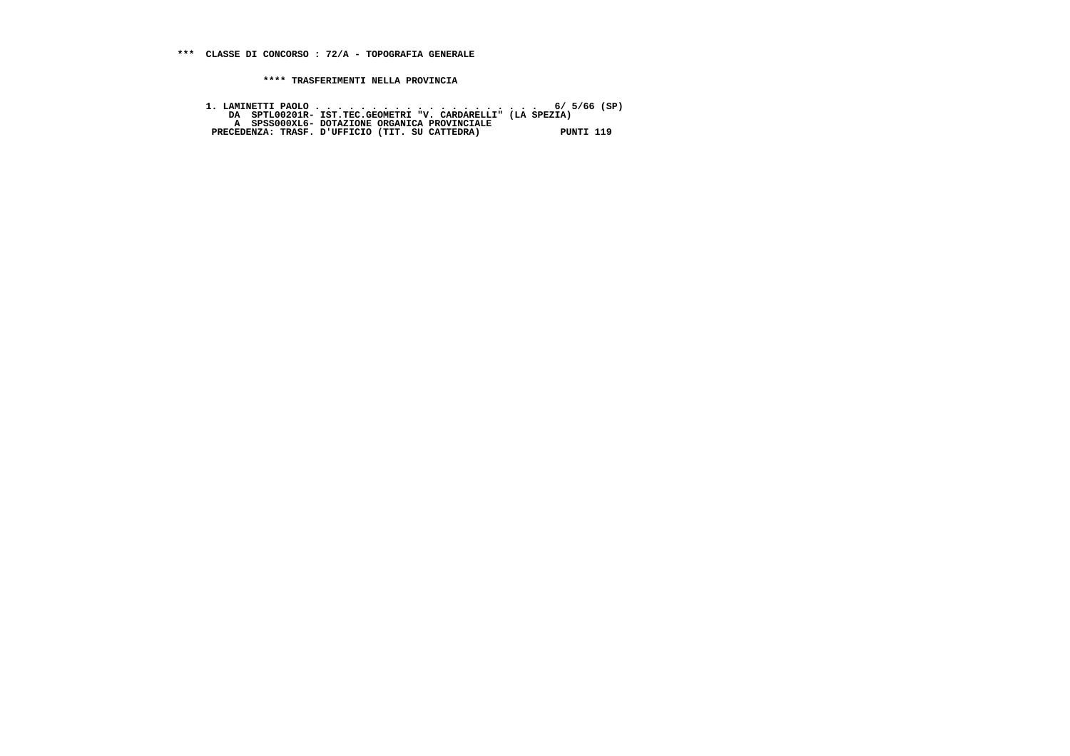**\*\*\* CLASSE DI CONCORSO : 72/A - TOPOGRAFIA GENERALE**

**\*\*\*\* TRASFERIMENTI NELLA PROVINCIA**

```
1. LAMINETTI PAOLO . . . . . . . . . . . . . . . . . . . .  6/ 5/66 (SP)
    DA  SPTL00201R- IST.TEC.GEOMETRI "V. CARDARELLI" (LA SPEZIA)
     A  SPSS000XL6- DOTAZIONE ORGANICA PROVINCIALE
 PRECEDENZA: TRASF. D'UFFICIO (TIT. SU CATTEDRA)             PUNTI 119
```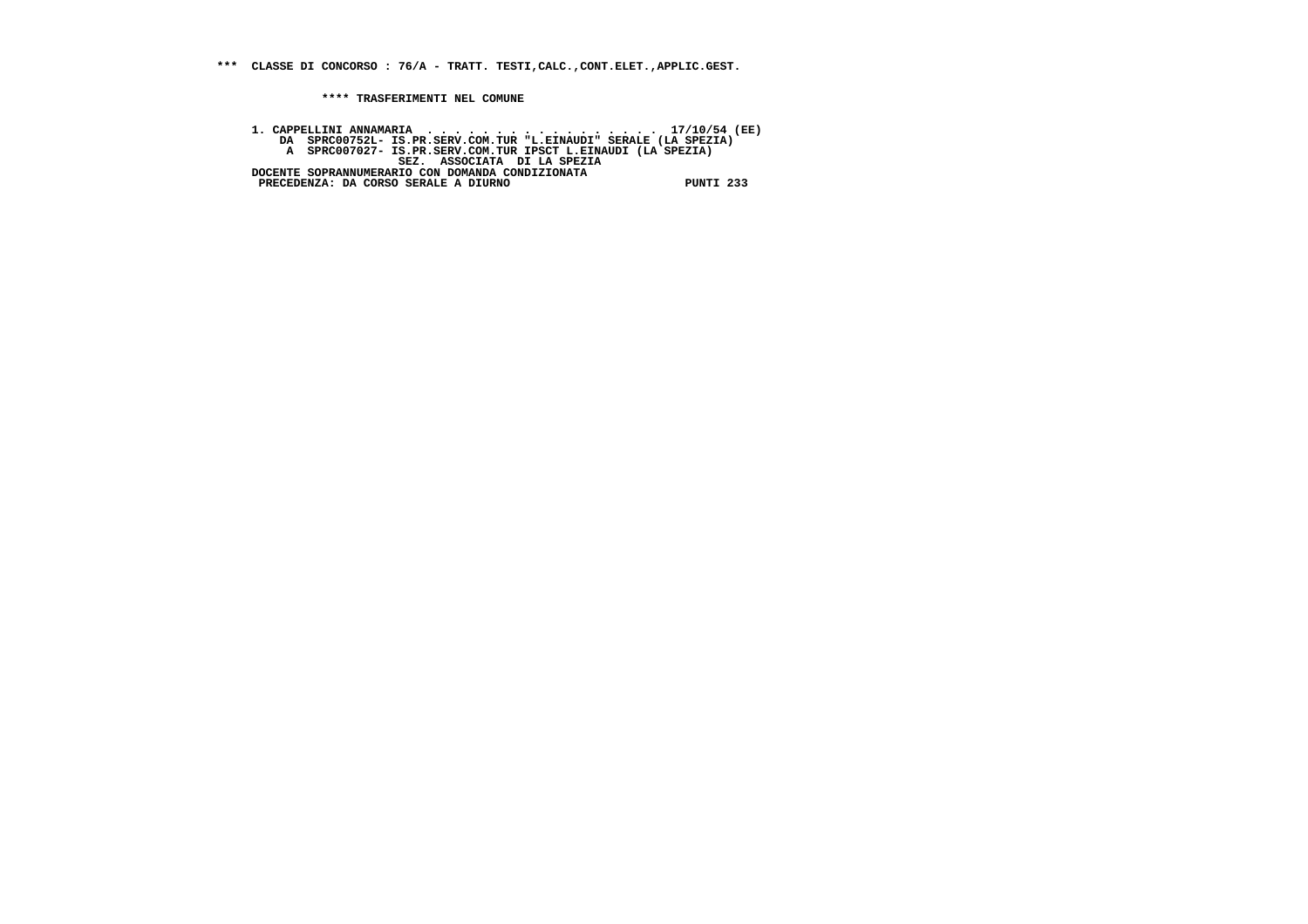**\*\*\* CLASSE DI CONCORSO : 76/A - TRATT. TESTI,CALC.,CONT.ELET.,APPLIC.GEST.**

**\*\*\*\* TRASFERIMENTI NEL COMUNE**

```
1. CAPPELLINI ANNAMARIA  . . . . . . . . . . . . . . . . .  17/10/54 (EE)
    DA  SPRC00752L- IS.PR.SERV.COM.TUR "L.EINAUDI" SERALE (LA SPEZIA)
     A  SPRC007027- IS.PR.SERV.COM.TUR IPSCT L.EINAUDI (LA SPEZIA)
                    SEZ.  ASSOCIATA  DI LA SPEZIA
DOCENTE SOPRANNUMERARIO CON DOMANDA CONDIZIONATA
 PRECEDENZA: DA CORSO SERALE A DIURNO                        PUNTI 233
```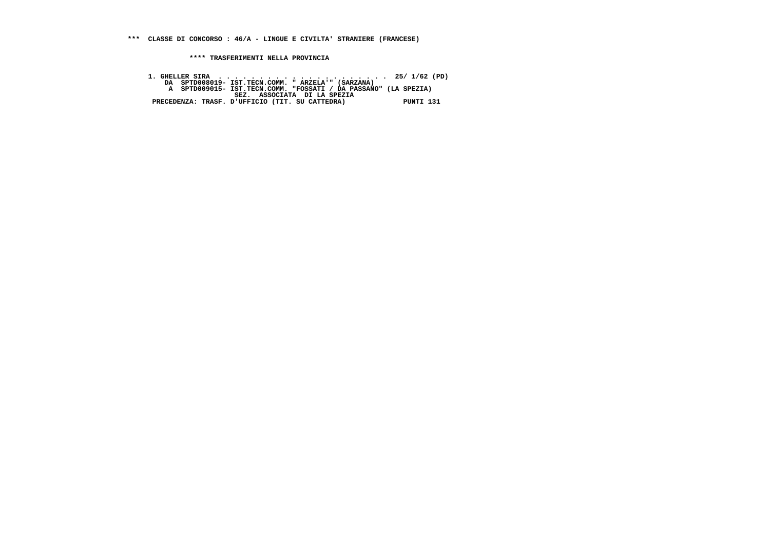**\*\*\*  CLASSE DI CONCORSO : 46/A - LINGUE E CIVILTA' STRANIERE (FRANCESE)**

**\*\*\*\* TRASFERIMENTI NELLA PROVINCIA**

```
1. GHELLER SIRA  . . . . . . . . . . . . . . . . . . . . . .  25/ 1/62 (PD)
    DA  SPTD008019- IST.TECN.COMM. " ARZELA'" (SARZANA)
     A  SPTD009015- IST.TECN.COMM. "FOSSATI / DA PASSANO" (LA SPEZIA)
                    SEZ.  ASSOCIATA  DI LA SPEZIA
 PRECEDENZA: TRASF. D'UFFICIO (TIT. SU CATTEDRA)              PUNTI 131
```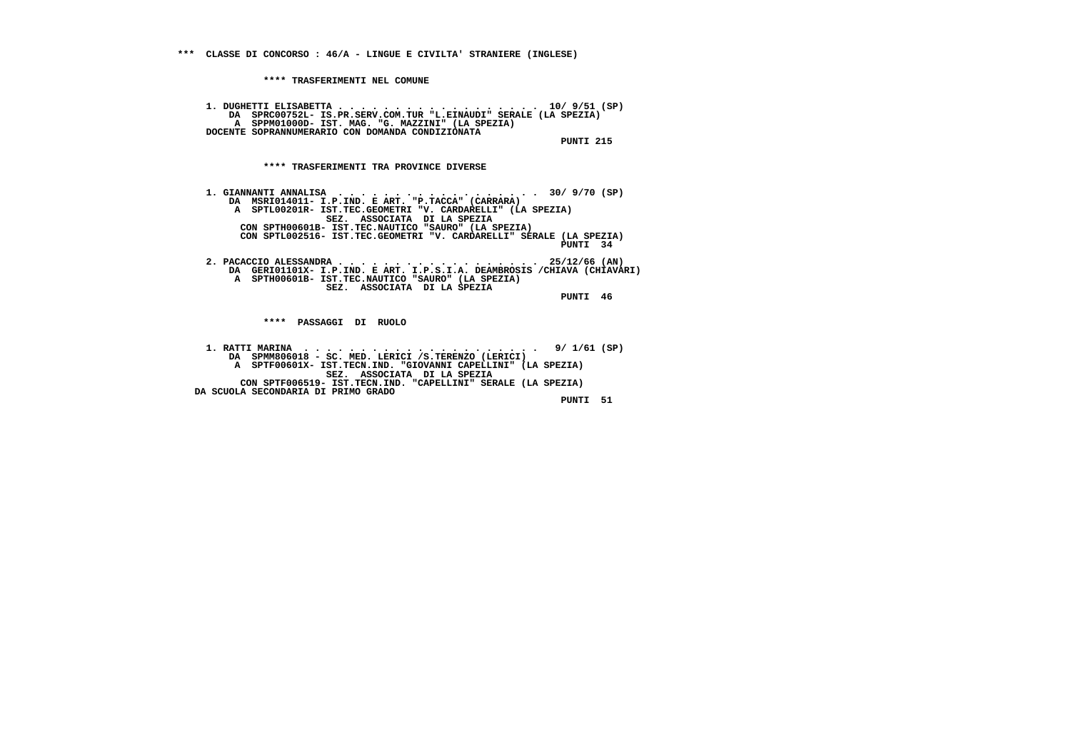*** CLASSE DI CONCORSO : 46/A - LINGUE E CIVILTA' STRANIERE (INGLESE)

**** TRASFERIMENTI NEL COMUNE

1. DUGHETTI ELISABETTA . . . . . . . . . . . . . . . . . . 10/ 9/51 (SP)
   DA SPRC00752L- IS.PR.SERV.COM.TUR "L.EINAUDI" SERALE (LA SPEZIA)
   A SPPM01000D- IST. MAG. "G. MAZZINI" (LA SPEZIA)
   DOCENTE SOPRANNUMERARIO CON DOMANDA CONDIZIONATA
   PUNTI 215

**** TRASFERIMENTI TRA PROVINCE DIVERSE

1. GIANNANTI ANNALISA . . . . . . . . . . . . . . . . . . 30/ 9/70 (SP)
   DA MSRI014011- I.P.IND. E ART. "P.TACCA" (CARRARA)
   A SPTL00201R- IST.TEC.GEOMETRI "V. CARDARELLI" (LA SPEZIA)
   SEZ. ASSOCIATA DI LA SPEZIA
   CON SPTH00601B- IST.TEC.NAUTICO "SAURO" (LA SPEZIA)
   CON SPTL002516- IST.TEC.GEOMETRI "V. CARDARELLI" SERALE (LA SPEZIA)
   PUNTI 34

2. PACACCIO ALESSANDRA . . . . . . . . . . . . . . . . . 25/12/66 (AN)
   DA GERI01101X- I.P.IND. E ART. I.P.S.I.A. DEAMBROSIS /CHIAVA (CHIAVARI)
   A SPTH00601B- IST.TEC.NAUTICO "SAURO" (LA SPEZIA)
   SEZ. ASSOCIATA DI LA SPEZIA
   PUNTI 46

**** PASSAGGI DI RUOLO

1. RATTI MARINA . . . . . . . . . . . . . . . . . . . . . 9/ 1/61 (SP)
   DA SPMM806018 - SC. MED. LERICI /S.TERENZO (LERICI)
   A SPTF00601X- IST.TECN.IND. "GIOVANNI CAPELLINI" (LA SPEZIA)
   SEZ. ASSOCIATA DI LA SPEZIA
   CON SPTF006519- IST.TECN.IND. "CAPELLINI" SERALE (LA SPEZIA)
   DA SCUOLA SECONDARIA DI PRIMO GRADO
   PUNTI 51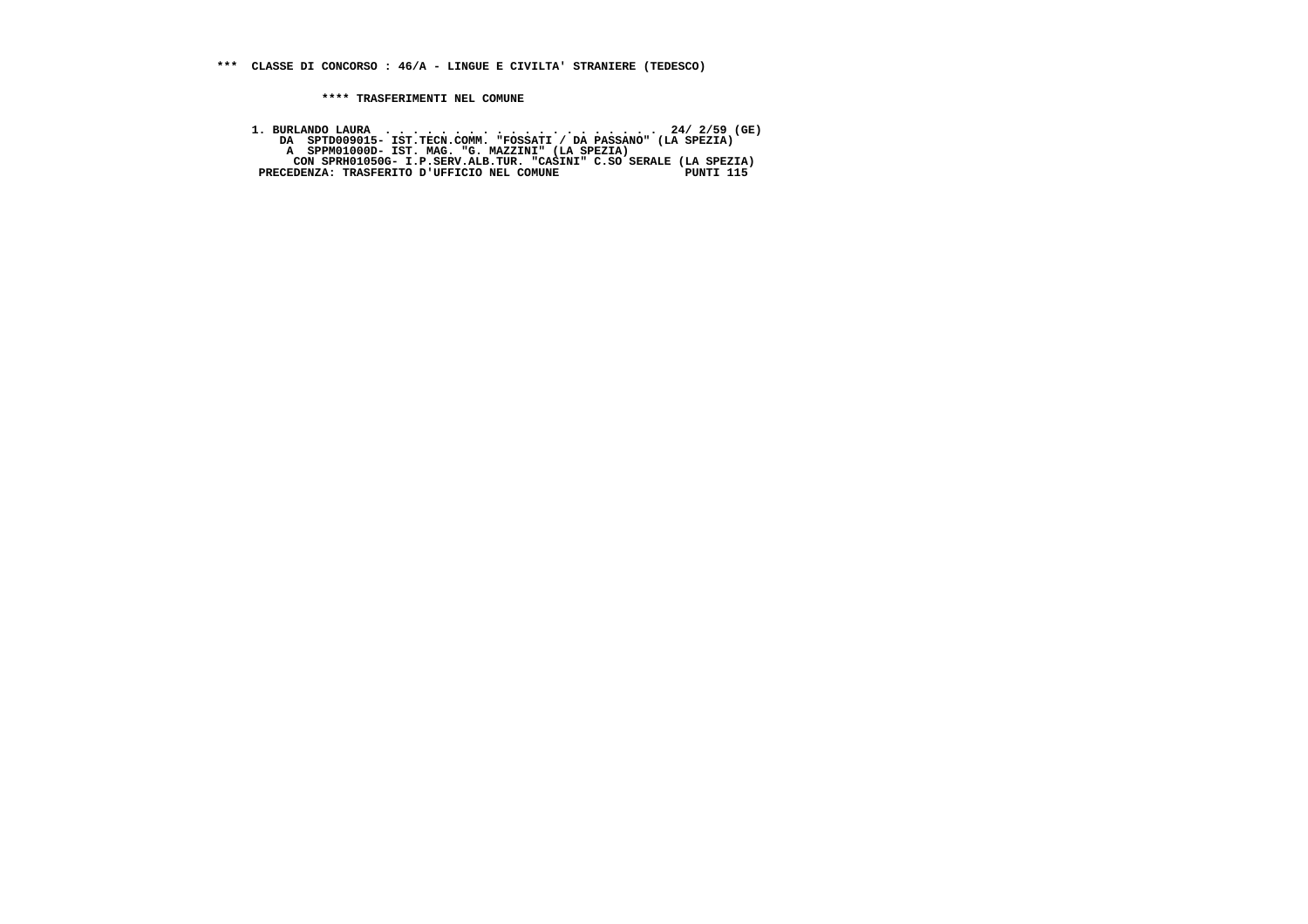**\*\*\*  CLASSE DI CONCORSO : 46/A - LINGUE E CIVILTA' STRANIERE (TEDESCO)**

**\*\*\*\* TRASFERIMENTI NEL COMUNE**

```
1. BURLANDO LAURA  . . . . . . . . . . . . . . . . . . . .  24/ 2/59 (GE)
    DA  SPTD009015- IST.TECN.COMM. "FOSSATI / DA PASSANO" (LA SPEZIA)
     A  SPPM01000D- IST. MAG. "G. MAZZINI" (LA SPEZIA)
      CON SPRH01050G- I.P.SERV.ALB.TUR. "CASINI" C.SO SERALE (LA SPEZIA)
 PRECEDENZA: TRASFERITO D'UFFICIO NEL COMUNE                  PUNTI 115
```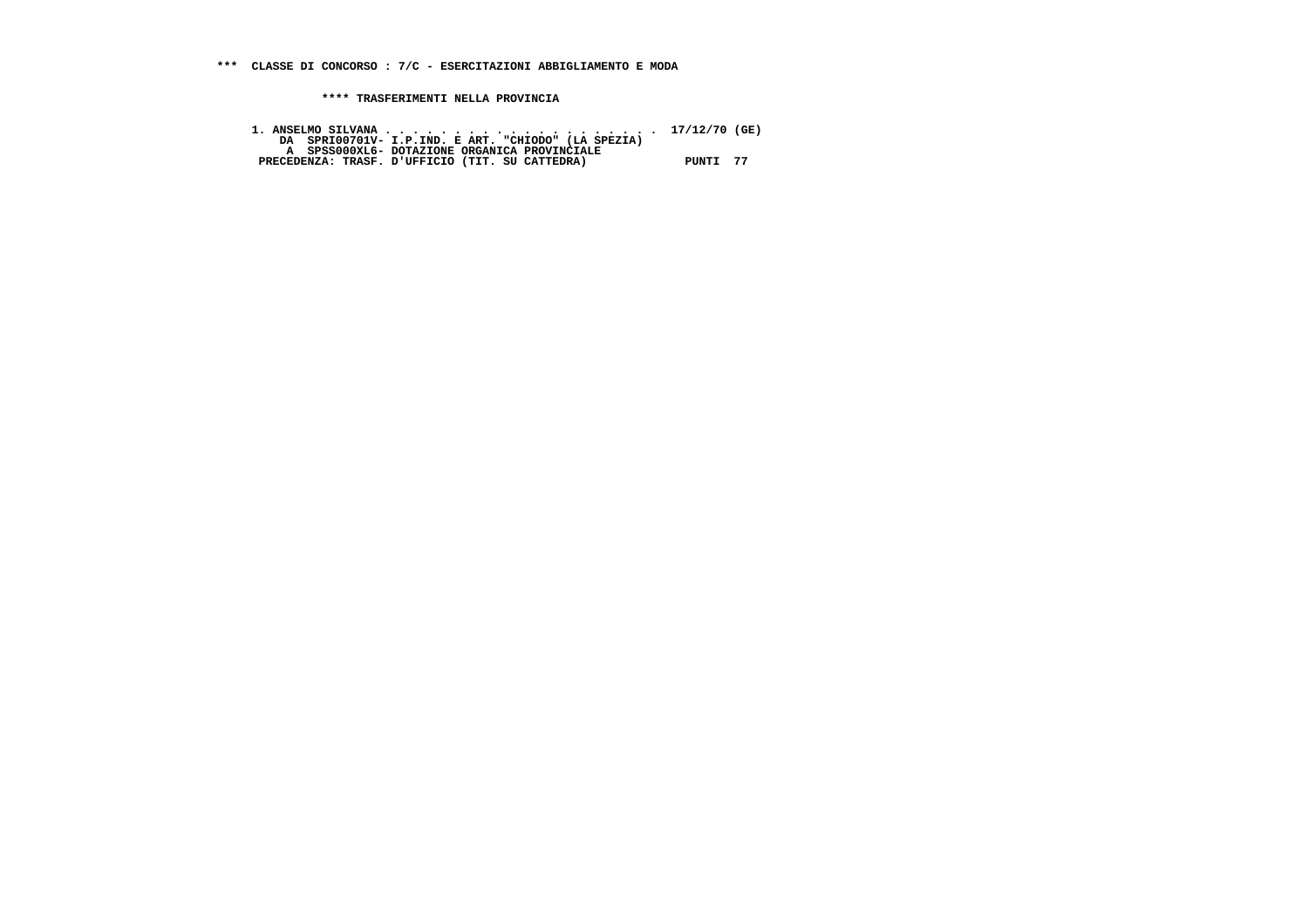**\*\*\* CLASSE DI CONCORSO : 7/C - ESERCITAZIONI ABBIGLIAMENTO E MODA**

**\*\*\*\* TRASFERIMENTI NELLA PROVINCIA**

```
1. ANSELMO SILVANA . . . . . . . . . . . . . . . . . . . . .  17/12/70 (GE)
    DA  SPRI00701V- I.P.IND. E ART. "CHIODO" (LA SPEZIA)
     A  SPSS000XL6- DOTAZIONE ORGANICA PROVINCIALE
 PRECEDENZA: TRASF. D'UFFICIO (TIT. SU CATTEDRA)             PUNTI  77
```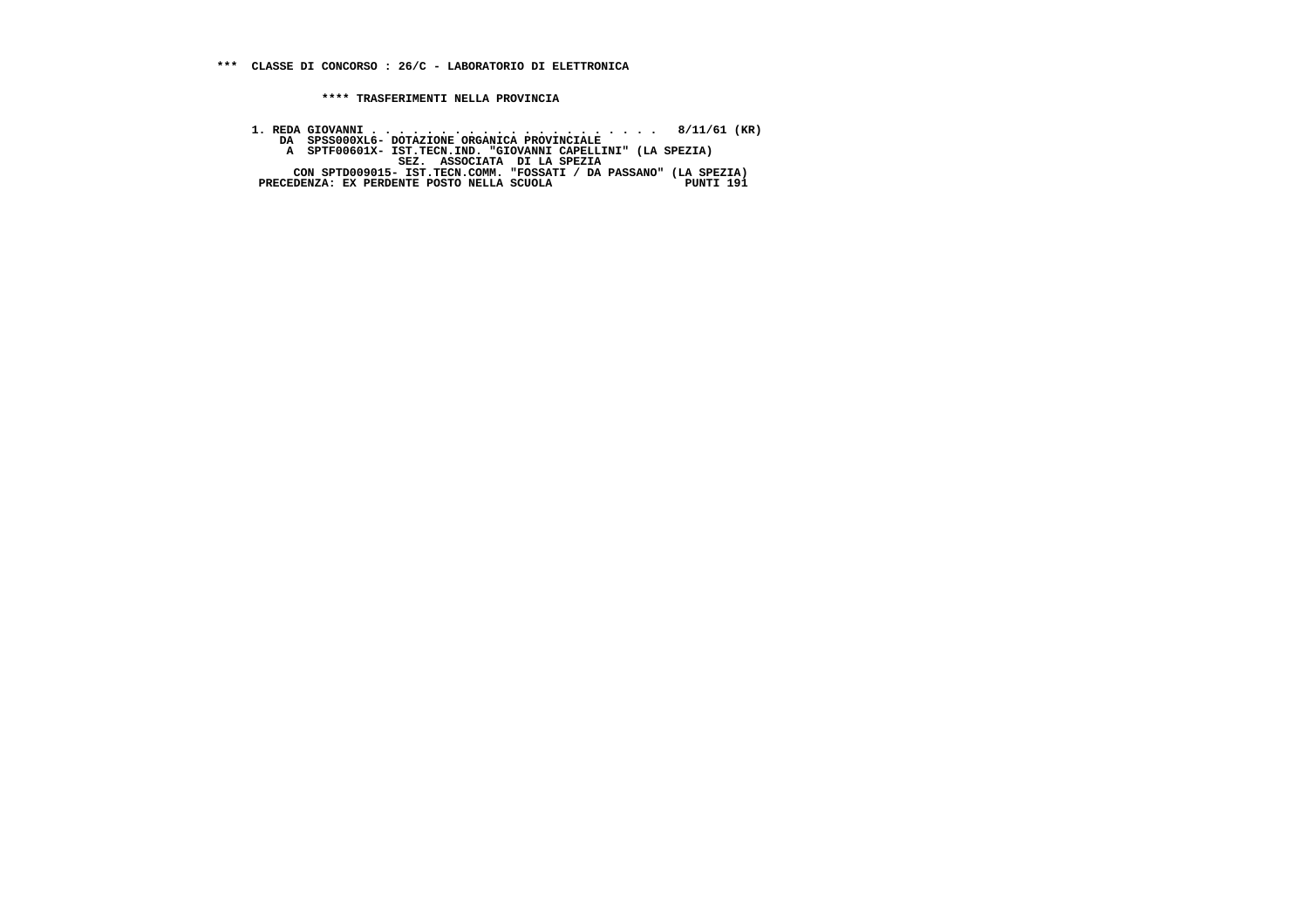**\*\*\*  CLASSE DI CONCORSO : 26/C - LABORATORIO DI ELETTRONICA**

**\*\*\*\* TRASFERIMENTI NELLA PROVINCIA**

```
1. REDA GIOVANNI . . . . . . . . . . . . . . . . . . . . . .  8/11/61 (KR)
    DA  SPSS000XL6- DOTAZIONE ORGANICA PROVINCIALE
     A  SPTF00601X- IST.TECN.IND. "GIOVANNI CAPELLINI" (LA SPEZIA)
                 SEZ.  ASSOCIATA  DI LA SPEZIA
      CON SPTD009015- IST.TECN.COMM. "FOSSATI / DA PASSANO" (LA SPEZIA)
 PRECEDENZA: EX PERDENTE POSTO NELLA SCUOLA                  PUNTI 191
```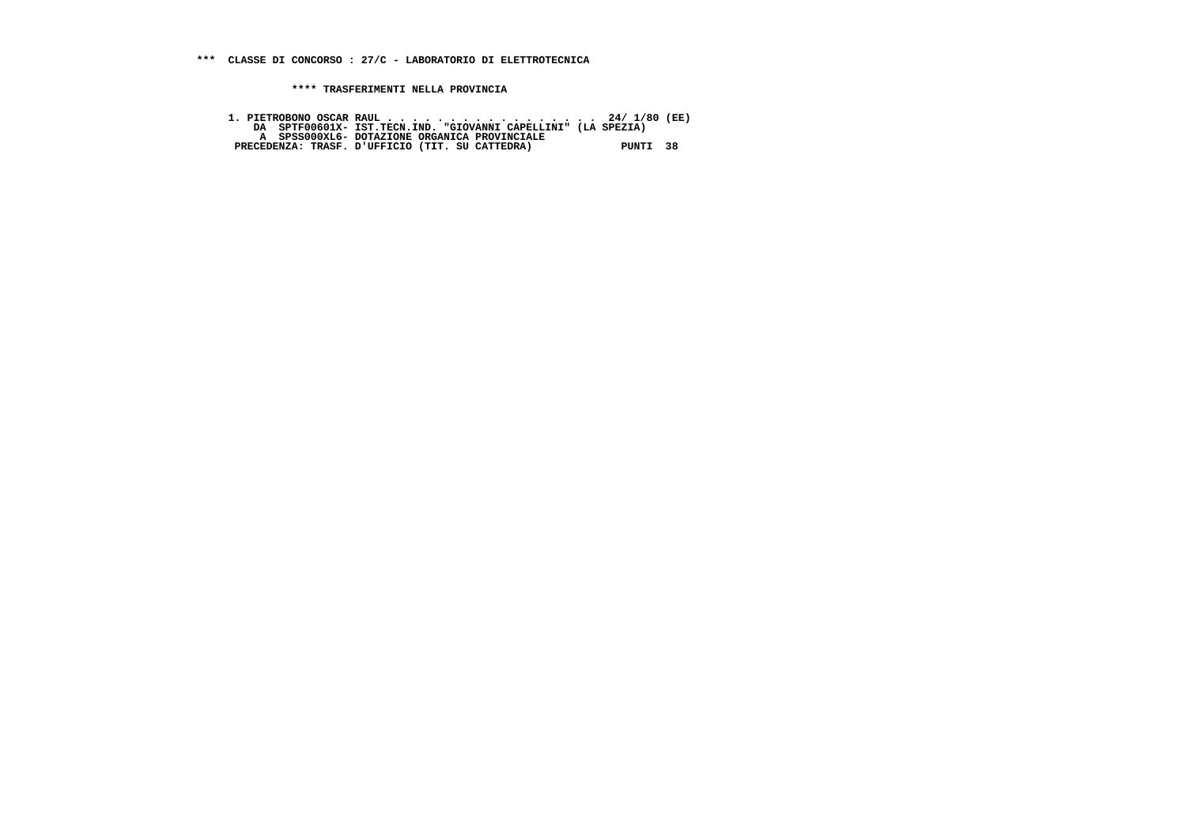**\*\*\*  CLASSE DI CONCORSO : 27/C - LABORATORIO DI ELETTROTECNICA**

**\*\*\*\* TRASFERIMENTI NELLA PROVINCIA**

```
1. PIETROBONO OSCAR RAUL . . . . . . . . . . . . . . . . .  24/ 1/80 (EE)
    DA  SPTF00601X- IST.TECN.IND. "GIOVANNI CAPELLINI" (LA SPEZIA)
     A  SPSS000XL6- DOTAZIONE ORGANICA PROVINCIALE
 PRECEDENZA: TRASF. D'UFFICIO (TIT. SU CATTEDRA)             PUNTI  38
```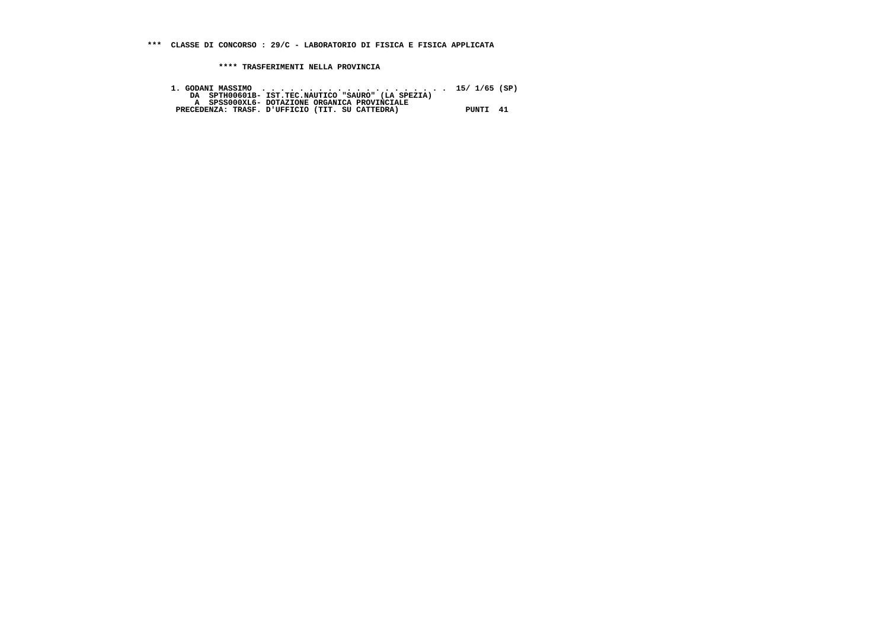**\*\*\* CLASSE DI CONCORSO : 29/C - LABORATORIO DI FISICA E FISICA APPLICATA**

**\*\*\*\* TRASFERIMENTI NELLA PROVINCIA**

```
1. GODANI MASSIMO  . . . . . . . . . . . . . . . . . . . . .  15/ 1/65 (SP)
    DA  SPTH00601B- IST.TEC.NAUTICO "SAURO" (LA SPEZIA)
     A  SPSS000XL6- DOTAZIONE ORGANICA PROVINCIALE
 PRECEDENZA: TRASF. D'UFFICIO (TIT. SU CATTEDRA)             PUNTI  41
```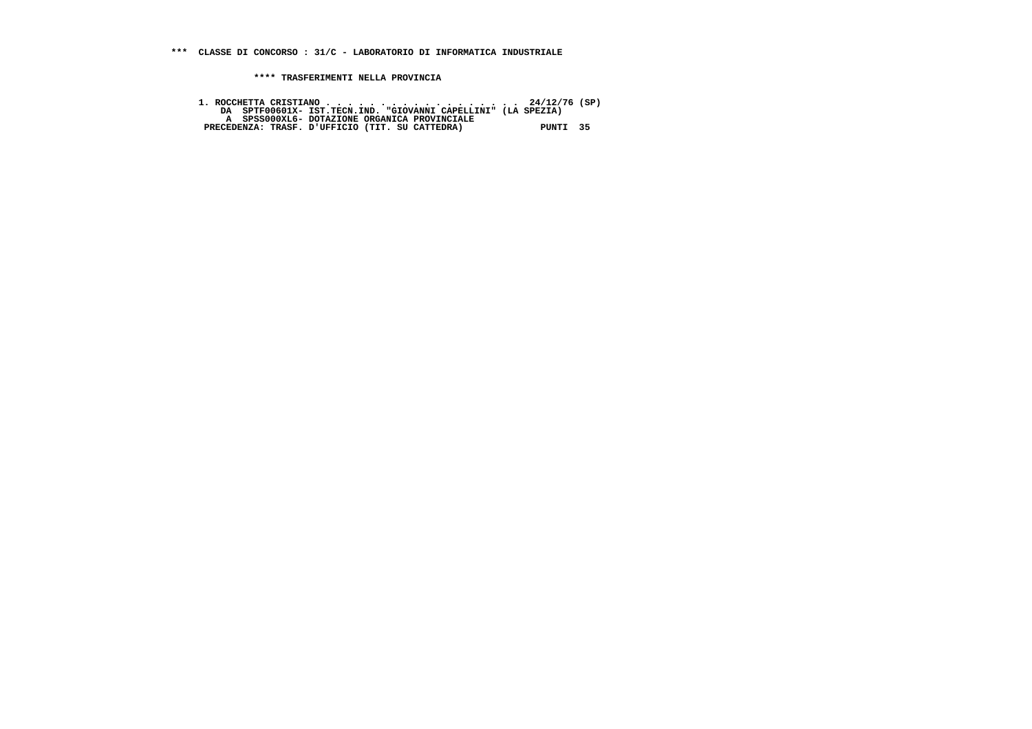**\*\*\* CLASSE DI CONCORSO : 31/C - LABORATORIO DI INFORMATICA INDUSTRIALE**

**\*\*\*\* TRASFERIMENTI NELLA PROVINCIA**

```
1. ROCCHETTA CRISTIANO . . . . . . . . . . . . . . . . . .  24/12/76 (SP)
    DA  SPTF00601X- IST.TECN.IND. "GIOVANNI CAPELLINI" (LA SPEZIA)
     A  SPSS000XL6- DOTAZIONE ORGANICA PROVINCIALE
 PRECEDENZA: TRASF. D'UFFICIO (TIT. SU CATTEDRA)             PUNTI  35
```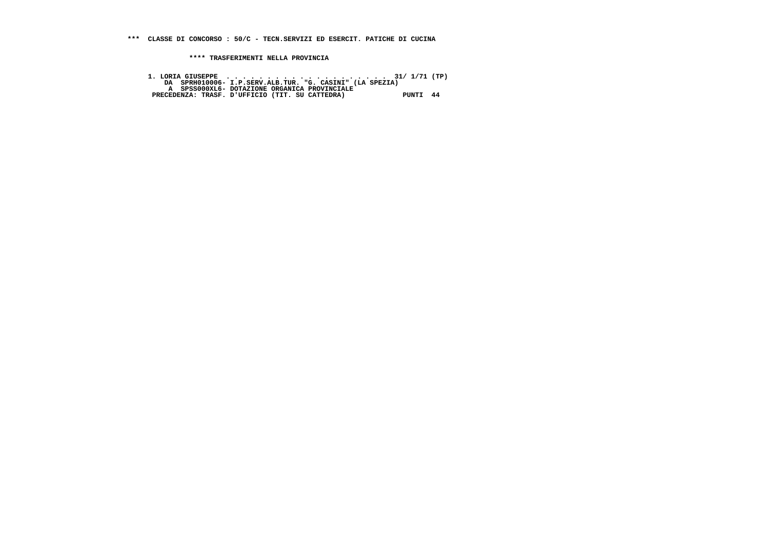**\*\*\* CLASSE DI CONCORSO : 50/C - TECN.SERVIZI ED ESERCIT. PATICHE DI CUCINA**

**\*\*\*\* TRASFERIMENTI NELLA PROVINCIA**

```
1. LORIA GIUSEPPE  . . . . . . . . . . . . . . . . . . . .  31/ 1/71 (TP)
    DA  SPRH010006- I.P.SERV.ALB.TUR. "G. CASINI" (LA SPEZIA)
     A  SPSS000XL6- DOTAZIONE ORGANICA PROVINCIALE
 PRECEDENZA: TRASF. D'UFFICIO (TIT. SU CATTEDRA)              PUNTI  44
```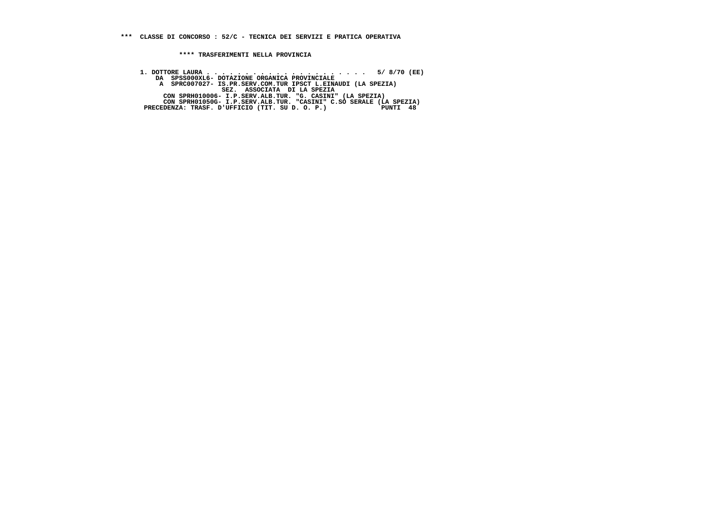**\*\*\* CLASSE DI CONCORSO : 52/C - TECNICA DEI SERVIZI E PRATICA OPERATIVA**

**\*\*\*\* TRASFERIMENTI NELLA PROVINCIA**

```
1. DOTTORE LAURA . . . . . . . . . . . . . . . . . . . . .  5/ 8/70 (EE)
    DA  SPSS000XL6- DOTAZIONE ORGANICA PROVINCIALE
     A  SPRC007027- IS.PR.SERV.COM.TUR IPSCT L.EINAUDI (LA SPEZIA)
                SEZ.  ASSOCIATA  DI LA SPEZIA
      CON SPRH010006- I.P.SERV.ALB.TUR. "G. CASINI" (LA SPEZIA)
      CON SPRH01050G- I.P.SERV.ALB.TUR. "CASINI" C.SO SERALE (LA SPEZIA)
 PRECEDENZA: TRASF. D'UFFICIO (TIT. SU D. O. P.)             PUNTI  48
```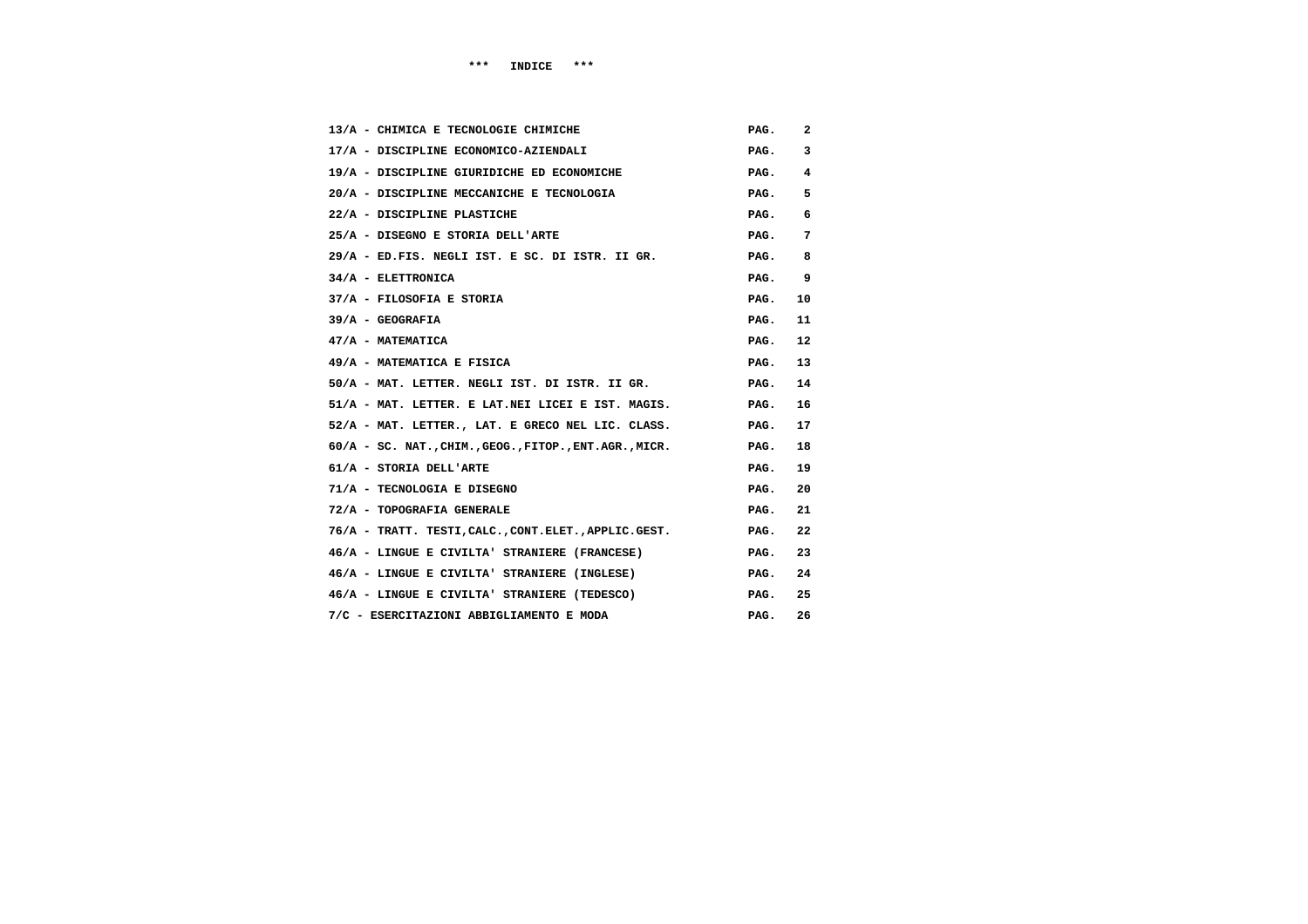# *** INDICE ***

| | | |
|---|---|---|
| 13/A - CHIMICA E TECNOLOGIE CHIMICHE | PAG. | 2 |
| 17/A - DISCIPLINE ECONOMICO-AZIENDALI | PAG. | 3 |
| 19/A - DISCIPLINE GIURIDICHE ED ECONOMICHE | PAG. | 4 |
| 20/A - DISCIPLINE MECCANICHE E TECNOLOGIA | PAG. | 5 |
| 22/A - DISCIPLINE PLASTICHE | PAG. | 6 |
| 25/A - DISEGNO E STORIA DELL'ARTE | PAG. | 7 |
| 29/A - ED.FIS. NEGLI IST. E SC. DI ISTR. II GR. | PAG. | 8 |
| 34/A - ELETTRONICA | PAG. | 9 |
| 37/A - FILOSOFIA E STORIA | PAG. | 10 |
| 39/A - GEOGRAFIA | PAG. | 11 |
| 47/A - MATEMATICA | PAG. | 12 |
| 49/A - MATEMATICA E FISICA | PAG. | 13 |
| 50/A - MAT. LETTER. NEGLI IST. DI ISTR. II GR. | PAG. | 14 |
| 51/A - MAT. LETTER. E LAT.NEI LICEI E IST. MAGIS. | PAG. | 16 |
| 52/A - MAT. LETTER., LAT. E GRECO NEL LIC. CLASS. | PAG. | 17 |
| 60/A - SC. NAT.,CHIM.,GEOG.,FITOP.,ENT.AGR.,MICR. | PAG. | 18 |
| 61/A - STORIA DELL'ARTE | PAG. | 19 |
| 71/A - TECNOLOGIA E DISEGNO | PAG. | 20 |
| 72/A - TOPOGRAFIA GENERALE | PAG. | 21 |
| 76/A - TRATT. TESTI,CALC.,CONT.ELET.,APPLIC.GEST. | PAG. | 22 |
| 46/A - LINGUE E CIVILTA' STRANIERE (FRANCESE) | PAG. | 23 |
| 46/A - LINGUE E CIVILTA' STRANIERE (INGLESE) | PAG. | 24 |
| 46/A - LINGUE E CIVILTA' STRANIERE (TEDESCO) | PAG. | 25 |
| 7/C - ESERCITAZIONI ABBIGLIAMENTO E MODA | PAG. | 26 |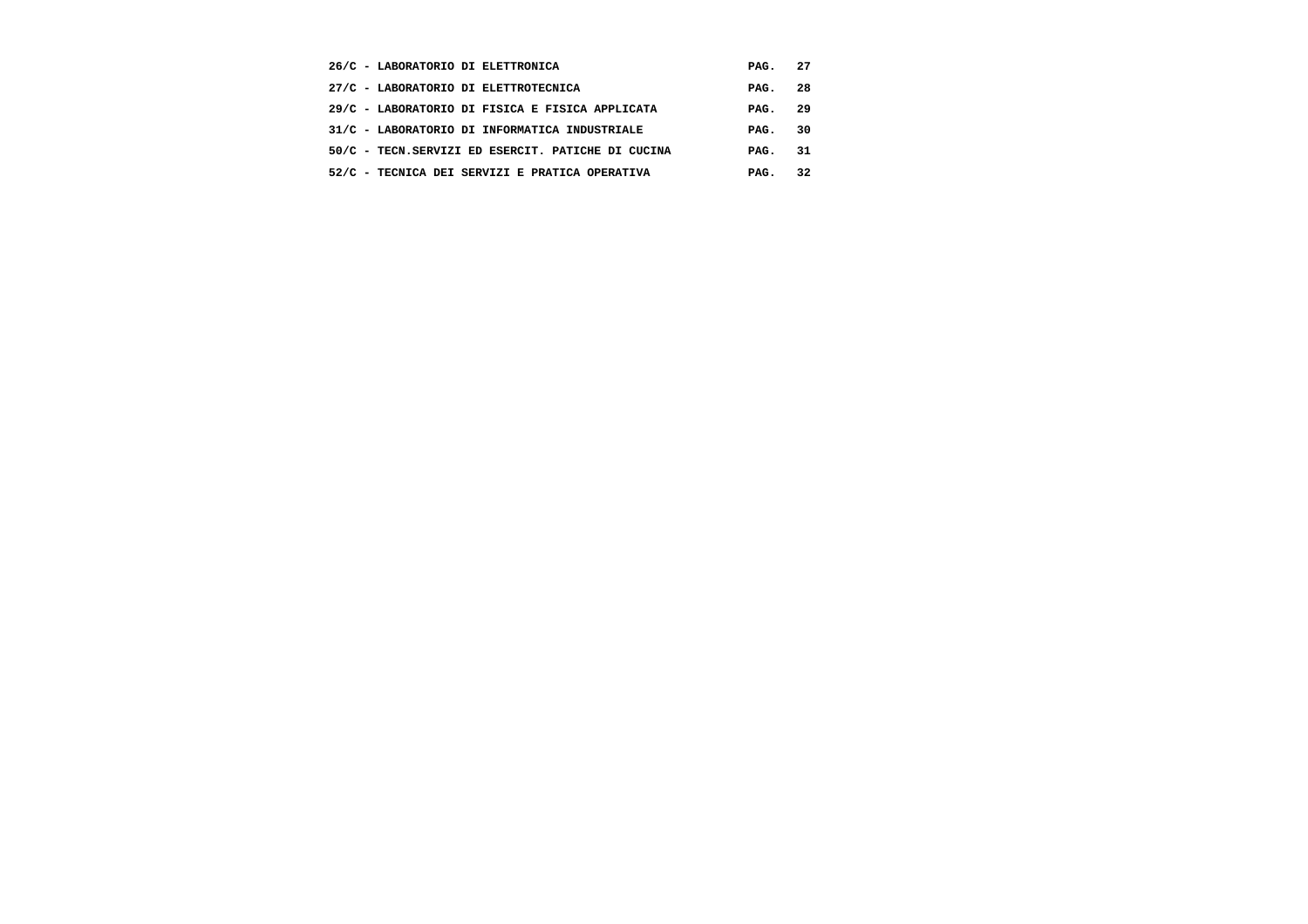| | |
|---|---|
| **26/C - LABORATORIO DI ELETTRONICA** | **PAG. 27** |
| **27/C - LABORATORIO DI ELETTROTECNICA** | **PAG. 28** |
| **29/C - LABORATORIO DI FISICA E FISICA APPLICATA** | **PAG. 29** |
| **31/C - LABORATORIO DI INFORMATICA INDUSTRIALE** | **PAG. 30** |
| **50/C - TECN.SERVIZI ED ESERCIT. PATICHE DI CUCINA** | **PAG. 31** |
| **52/C - TECNICA DEI SERVIZI E PRATICA OPERATIVA** | **PAG. 32** |